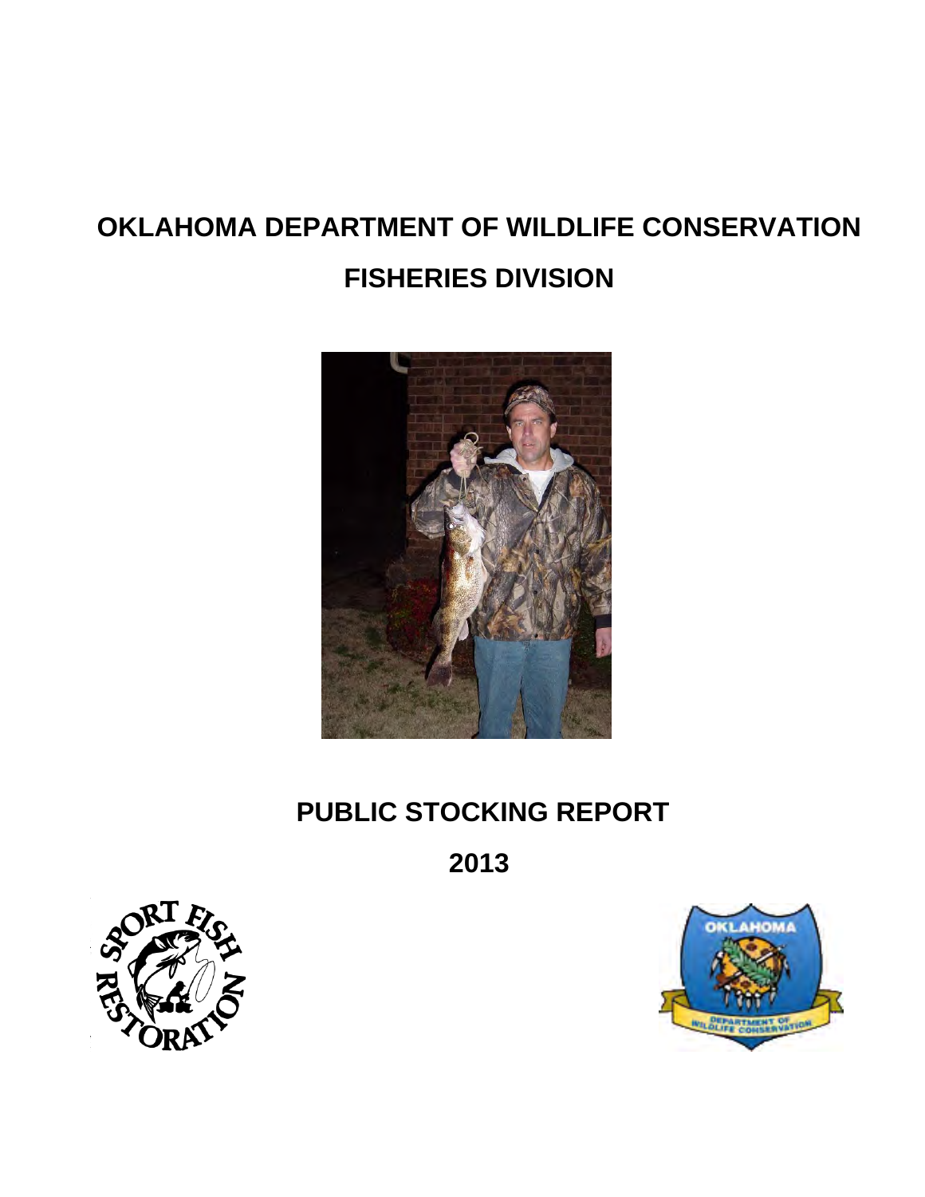# OKLAHOMA DEPARTMENT OF WILDLIFE CONSERVATION

## FISHERIES DIVISION

## PUBLIC STOCKING REPORT

## 2013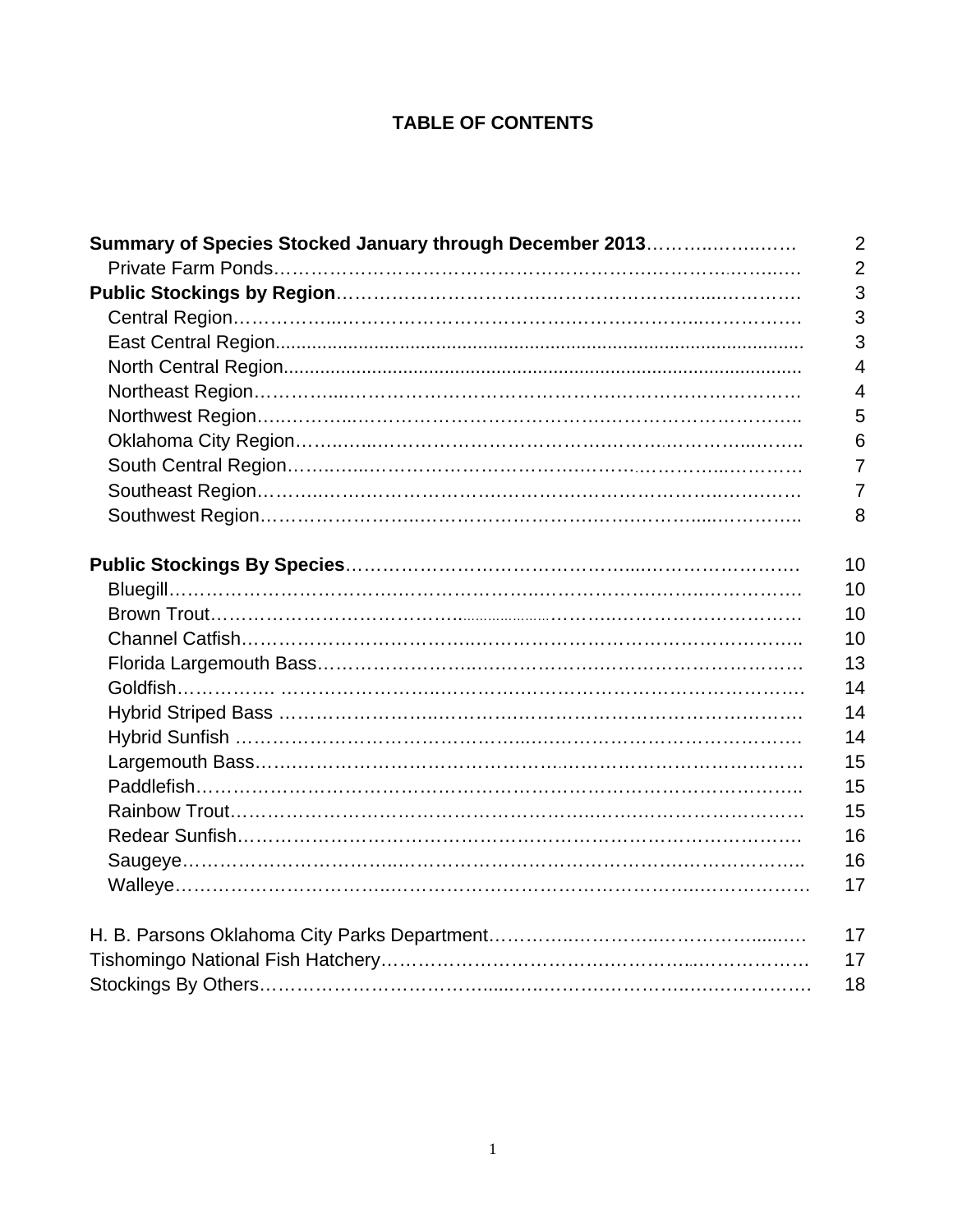# TABLE OF CONTENTS

| | |
|---|---|
| **Summary of Species Stocked January through December 2013** | 2 |
| Private Farm Ponds | 2 |
| **Public Stockings by Region** | 3 |
| Central Region | 3 |
| East Central Region | 3 |
| North Central Region | 4 |
| Northeast Region | 4 |
| Northwest Region | 5 |
| Oklahoma City Region | 6 |
| South Central Region | 7 |
| Southeast Region | 7 |
| Southwest Region | 8 |
| **Public Stockings By Species** | 10 |
| Bluegill | 10 |
| Brown Trout | 10 |
| Channel Catfish | 10 |
| Florida Largemouth Bass | 13 |
| Goldfish | 14 |
| Hybrid Striped Bass | 14 |
| Hybrid Sunfish | 14 |
| Largemouth Bass | 15 |
| Paddlefish | 15 |
| Rainbow Trout | 15 |
| Redear Sunfish | 16 |
| Saugeye | 16 |
| Walleye | 17 |
| H. B. Parsons Oklahoma City Parks Department | 17 |
| Tishomingo National Fish Hatchery | 17 |
| Stockings By Others | 18 |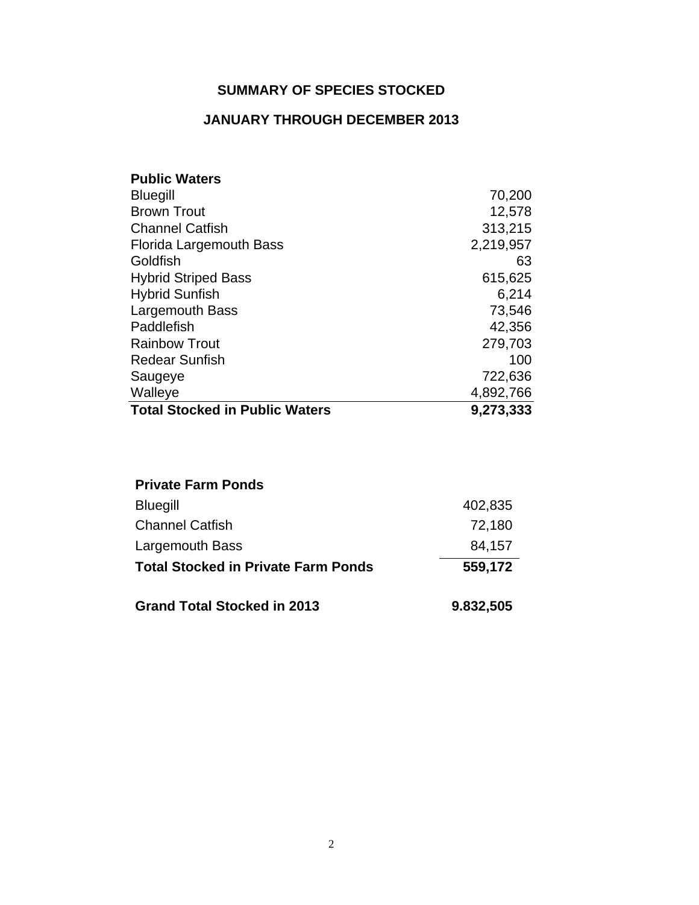## SUMMARY OF SPECIES STOCKED

## JANUARY THROUGH DECEMBER 2013

| **Public Waters** | |
|---|---|
| Bluegill | 70,200 |
| Brown Trout | 12,578 |
| Channel Catfish | 313,215 |
| Florida Largemouth Bass | 2,219,957 |
| Goldfish | 63 |
| Hybrid Striped Bass | 615,625 |
| Hybrid Sunfish | 6,214 |
| Largemouth Bass | 73,546 |
| Paddlefish | 42,356 |
| Rainbow Trout | 279,703 |
| Redear Sunfish | 100 |
| Saugeye | 722,636 |
| Walleye | 4,892,766 |
| **Total Stocked in Public Waters** | **9,273,333** |

| **Private Farm Ponds** | |
|---|---|
| Bluegill | 402,835 |
| Channel Catfish | 72,180 |
| Largemouth Bass | 84,157 |
| **Total Stocked in Private Farm Ponds** | **559,172** |
| **Grand Total Stocked in 2013** | **9.832,505** |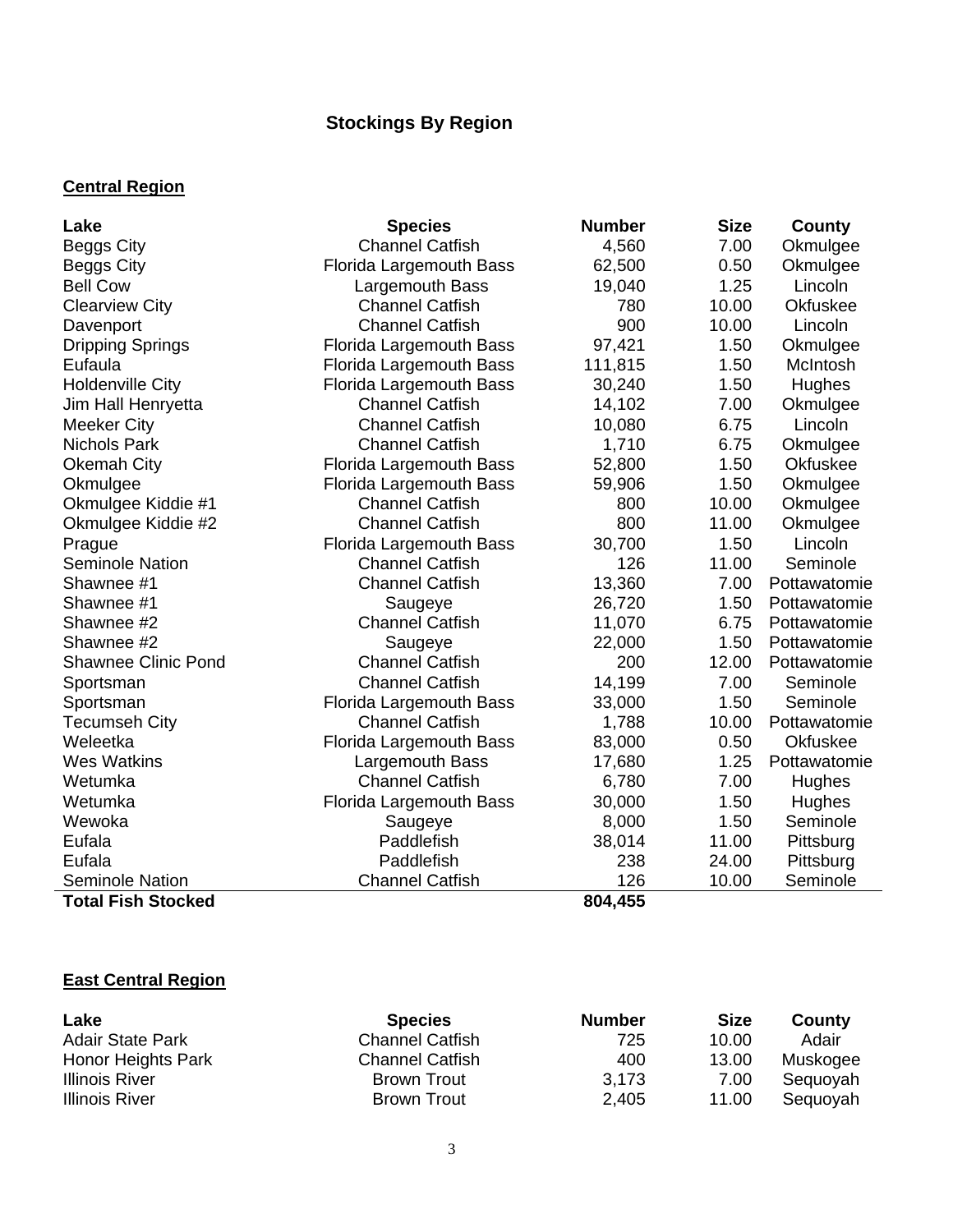# Stockings By Region

## Central Region

| Lake | Species | Number | Size | County |
|---|---|---|---|---|
| Beggs City | Channel Catfish | 4,560 | 7.00 | Okmulgee |
| Beggs City | Florida Largemouth Bass | 62,500 | 0.50 | Okmulgee |
| Bell Cow | Largemouth Bass | 19,040 | 1.25 | Lincoln |
| Clearview City | Channel Catfish | 780 | 10.00 | Okfuskee |
| Davenport | Channel Catfish | 900 | 10.00 | Lincoln |
| Dripping Springs | Florida Largemouth Bass | 97,421 | 1.50 | Okmulgee |
| Eufaula | Florida Largemouth Bass | 111,815 | 1.50 | McIntosh |
| Holdenville City | Florida Largemouth Bass | 30,240 | 1.50 | Hughes |
| Jim Hall Henryetta | Channel Catfish | 14,102 | 7.00 | Okmulgee |
| Meeker City | Channel Catfish | 10,080 | 6.75 | Lincoln |
| Nichols Park | Channel Catfish | 1,710 | 6.75 | Okmulgee |
| Okemah City | Florida Largemouth Bass | 52,800 | 1.50 | Okfuskee |
| Okmulgee | Florida Largemouth Bass | 59,906 | 1.50 | Okmulgee |
| Okmulgee Kiddie #1 | Channel Catfish | 800 | 10.00 | Okmulgee |
| Okmulgee Kiddie #2 | Channel Catfish | 800 | 11.00 | Okmulgee |
| Prague | Florida Largemouth Bass | 30,700 | 1.50 | Lincoln |
| Seminole Nation | Channel Catfish | 126 | 11.00 | Seminole |
| Shawnee #1 | Channel Catfish | 13,360 | 7.00 | Pottawatomie |
| Shawnee #1 | Saugeye | 26,720 | 1.50 | Pottawatomie |
| Shawnee #2 | Channel Catfish | 11,070 | 6.75 | Pottawatomie |
| Shawnee #2 | Saugeye | 22,000 | 1.50 | Pottawatomie |
| Shawnee Clinic Pond | Channel Catfish | 200 | 12.00 | Pottawatomie |
| Sportsman | Channel Catfish | 14,199 | 7.00 | Seminole |
| Sportsman | Florida Largemouth Bass | 33,000 | 1.50 | Seminole |
| Tecumseh City | Channel Catfish | 1,788 | 10.00 | Pottawatomie |
| Weleetka | Florida Largemouth Bass | 83,000 | 0.50 | Okfuskee |
| Wes Watkins | Largemouth Bass | 17,680 | 1.25 | Pottawatomie |
| Wetumka | Channel Catfish | 6,780 | 7.00 | Hughes |
| Wetumka | Florida Largemouth Bass | 30,000 | 1.50 | Hughes |
| Wewoka | Saugeye | 8,000 | 1.50 | Seminole |
| Eufala | Paddlefish | 38,014 | 11.00 | Pittsburg |
| Eufala | Paddlefish | 238 | 24.00 | Pittsburg |
| Seminole Nation | Channel Catfish | 126 | 10.00 | Seminole |
| **Total Fish Stocked** | | **804,455** | | |

## East Central Region

| Lake | Species | Number | Size | County |
|---|---|---|---|---|
| Adair State Park | Channel Catfish | 725 | 10.00 | Adair |
| Honor Heights Park | Channel Catfish | 400 | 13.00 | Muskogee |
| Illinois River | Brown Trout | 3,173 | 7.00 | Sequoyah |
| Illinois River | Brown Trout | 2,405 | 11.00 | Sequoyah |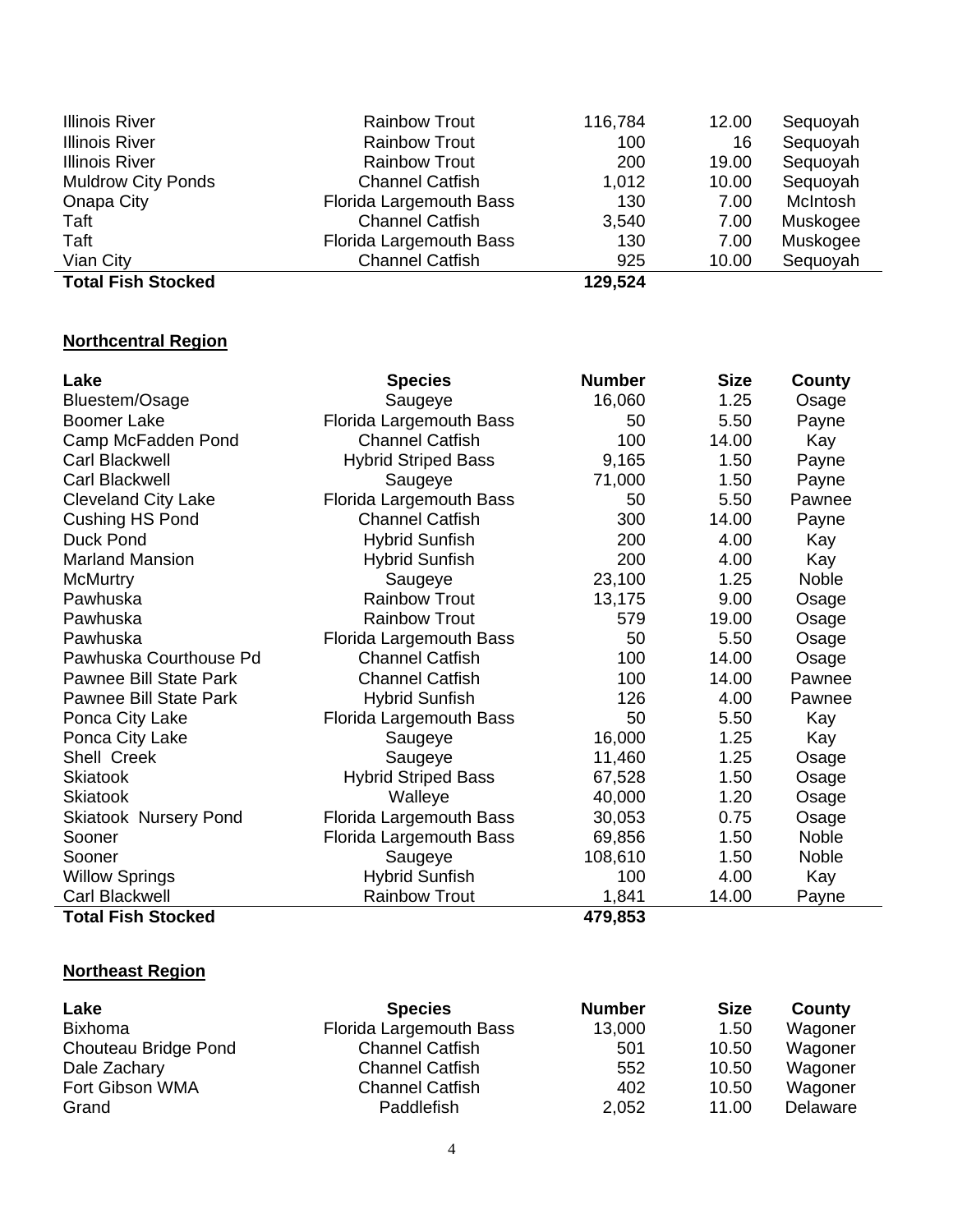| | | | | |
|---|---|---|---|---|
| Illinois River | Rainbow Trout | 116,784 | 12.00 | Sequoyah |
| Illinois River | Rainbow Trout | 100 | 16 | Sequoyah |
| Illinois River | Rainbow Trout | 200 | 19.00 | Sequoyah |
| Muldrow City Ponds | Channel Catfish | 1,012 | 10.00 | Sequoyah |
| Onapa City | Florida Largemouth Bass | 130 | 7.00 | McIntosh |
| Taft | Channel Catfish | 3,540 | 7.00 | Muskogee |
| Taft | Florida Largemouth Bass | 130 | 7.00 | Muskogee |
| Vian City | Channel Catfish | 925 | 10.00 | Sequoyah |
| **Total Fish Stocked** | | **129,524** | | |

## Northcentral Region

| Lake | Species | Number | Size | County |
|---|---|---|---|---|
| Bluestem/Osage | Saugeye | 16,060 | 1.25 | Osage |
| Boomer Lake | Florida Largemouth Bass | 50 | 5.50 | Payne |
| Camp McFadden Pond | Channel Catfish | 100 | 14.00 | Kay |
| Carl Blackwell | Hybrid Striped Bass | 9,165 | 1.50 | Payne |
| Carl Blackwell | Saugeye | 71,000 | 1.50 | Payne |
| Cleveland City Lake | Florida Largemouth Bass | 50 | 5.50 | Pawnee |
| Cushing HS Pond | Channel Catfish | 300 | 14.00 | Payne |
| Duck Pond | Hybrid Sunfish | 200 | 4.00 | Kay |
| Marland Mansion | Hybrid Sunfish | 200 | 4.00 | Kay |
| McMurtry | Saugeye | 23,100 | 1.25 | Noble |
| Pawhuska | Rainbow Trout | 13,175 | 9.00 | Osage |
| Pawhuska | Rainbow Trout | 579 | 19.00 | Osage |
| Pawhuska | Florida Largemouth Bass | 50 | 5.50 | Osage |
| Pawhuska Courthouse Pd | Channel Catfish | 100 | 14.00 | Osage |
| Pawnee Bill State Park | Channel Catfish | 100 | 14.00 | Pawnee |
| Pawnee Bill State Park | Hybrid Sunfish | 126 | 4.00 | Pawnee |
| Ponca City Lake | Florida Largemouth Bass | 50 | 5.50 | Kay |
| Ponca City Lake | Saugeye | 16,000 | 1.25 | Kay |
| Shell Creek | Saugeye | 11,460 | 1.25 | Osage |
| Skiatook | Hybrid Striped Bass | 67,528 | 1.50 | Osage |
| Skiatook | Walleye | 40,000 | 1.20 | Osage |
| Skiatook Nursery Pond | Florida Largemouth Bass | 30,053 | 0.75 | Osage |
| Sooner | Florida Largemouth Bass | 69,856 | 1.50 | Noble |
| Sooner | Saugeye | 108,610 | 1.50 | Noble |
| Willow Springs | Hybrid Sunfish | 100 | 4.00 | Kay |
| Carl Blackwell | Rainbow Trout | 1,841 | 14.00 | Payne |
| **Total Fish Stocked** | | **479,853** | | |

## Northeast Region

| Lake | Species | Number | Size | County |
|---|---|---|---|---|
| Bixhoma | Florida Largemouth Bass | 13,000 | 1.50 | Wagoner |
| Chouteau Bridge Pond | Channel Catfish | 501 | 10.50 | Wagoner |
| Dale Zachary | Channel Catfish | 552 | 10.50 | Wagoner |
| Fort Gibson WMA | Channel Catfish | 402 | 10.50 | Wagoner |
| Grand | Paddlefish | 2,052 | 11.00 | Delaware |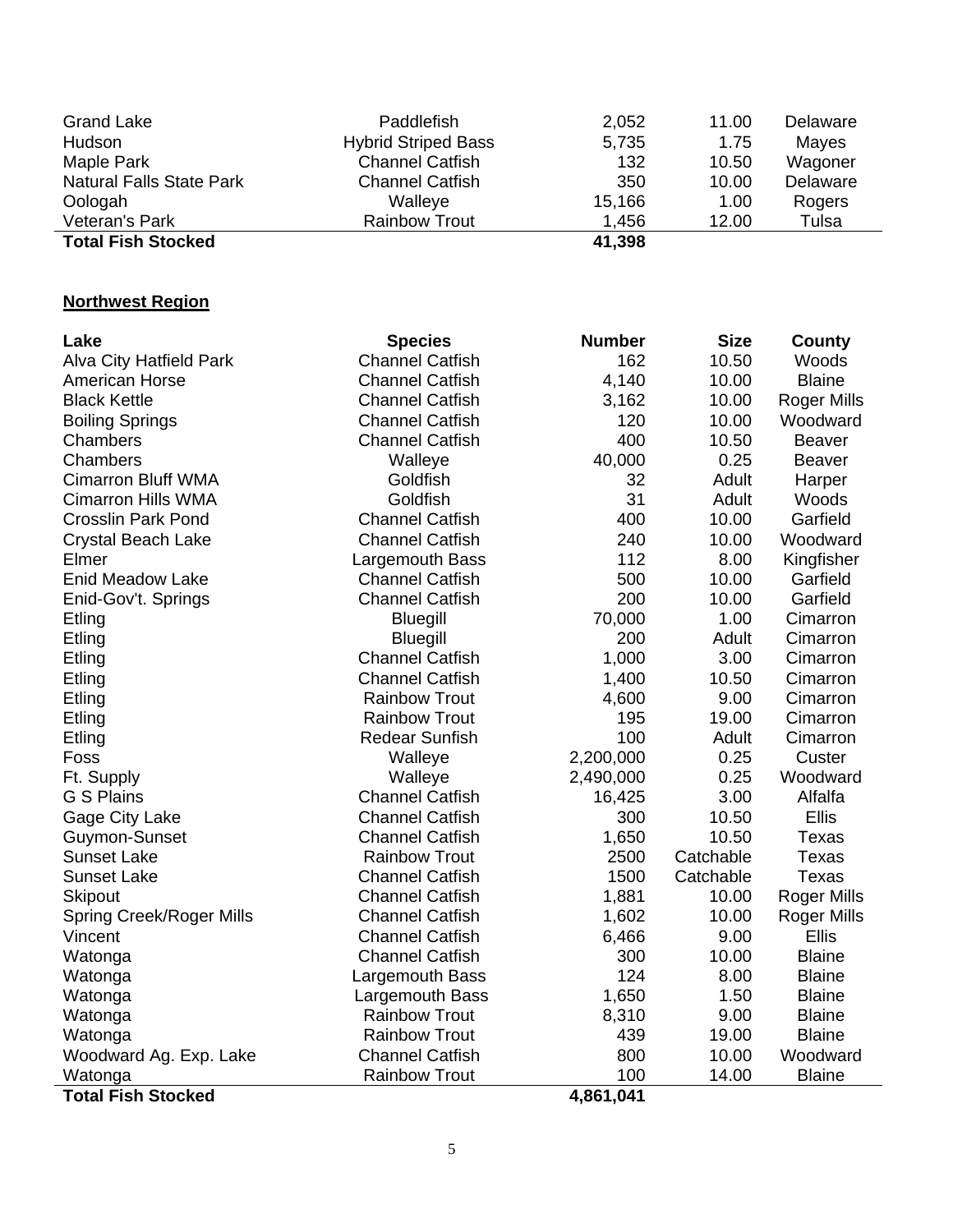| Lake | Species | Number | Size | County |
|---|---|---|---|---|
| Grand Lake | Paddlefish | 2,052 | 11.00 | Delaware |
| Hudson | Hybrid Striped Bass | 5,735 | 1.75 | Mayes |
| Maple Park | Channel Catfish | 132 | 10.50 | Wagoner |
| Natural Falls State Park | Channel Catfish | 350 | 10.00 | Delaware |
| Oologah | Walleye | 15,166 | 1.00 | Rogers |
| Veteran's Park | Rainbow Trout | 1,456 | 12.00 | Tulsa |
| **Total Fish Stocked** | | **41,398** | | |

**Northwest Region**

| Lake | Species | Number | Size | County |
|---|---|---|---|---|
| Alva City Hatfield Park | Channel Catfish | 162 | 10.50 | Woods |
| American Horse | Channel Catfish | 4,140 | 10.00 | Blaine |
| Black Kettle | Channel Catfish | 3,162 | 10.00 | Roger Mills |
| Boiling Springs | Channel Catfish | 120 | 10.00 | Woodward |
| Chambers | Channel Catfish | 400 | 10.50 | Beaver |
| Chambers | Walleye | 40,000 | 0.25 | Beaver |
| Cimarron Bluff WMA | Goldfish | 32 | Adult | Harper |
| Cimarron Hills WMA | Goldfish | 31 | Adult | Woods |
| Crosslin Park Pond | Channel Catfish | 400 | 10.00 | Garfield |
| Crystal Beach Lake | Channel Catfish | 240 | 10.00 | Woodward |
| Elmer | Largemouth Bass | 112 | 8.00 | Kingfisher |
| Enid Meadow Lake | Channel Catfish | 500 | 10.00 | Garfield |
| Enid-Gov't. Springs | Channel Catfish | 200 | 10.00 | Garfield |
| Etling | Bluegill | 70,000 | 1.00 | Cimarron |
| Etling | Bluegill | 200 | Adult | Cimarron |
| Etling | Channel Catfish | 1,000 | 3.00 | Cimarron |
| Etling | Channel Catfish | 1,400 | 10.50 | Cimarron |
| Etling | Rainbow Trout | 4,600 | 9.00 | Cimarron |
| Etling | Rainbow Trout | 195 | 19.00 | Cimarron |
| Etling | Redear Sunfish | 100 | Adult | Cimarron |
| Foss | Walleye | 2,200,000 | 0.25 | Custer |
| Ft. Supply | Walleye | 2,490,000 | 0.25 | Woodward |
| G S Plains | Channel Catfish | 16,425 | 3.00 | Alfalfa |
| Gage City Lake | Channel Catfish | 300 | 10.50 | Ellis |
| Guymon-Sunset | Channel Catfish | 1,650 | 10.50 | Texas |
| Sunset Lake | Rainbow Trout | 2500 | Catchable | Texas |
| Sunset Lake | Channel Catfish | 1500 | Catchable | Texas |
| Skipout | Channel Catfish | 1,881 | 10.00 | Roger Mills |
| Spring Creek/Roger Mills | Channel Catfish | 1,602 | 10.00 | Roger Mills |
| Vincent | Channel Catfish | 6,466 | 9.00 | Ellis |
| Watonga | Channel Catfish | 300 | 10.00 | Blaine |
| Watonga | Largemouth Bass | 124 | 8.00 | Blaine |
| Watonga | Largemouth Bass | 1,650 | 1.50 | Blaine |
| Watonga | Rainbow Trout | 8,310 | 9.00 | Blaine |
| Watonga | Rainbow Trout | 439 | 19.00 | Blaine |
| Woodward Ag. Exp. Lake | Channel Catfish | 800 | 10.00 | Woodward |
| Watonga | Rainbow Trout | 100 | 14.00 | Blaine |
| **Total Fish Stocked** | | **4,861,041** | | |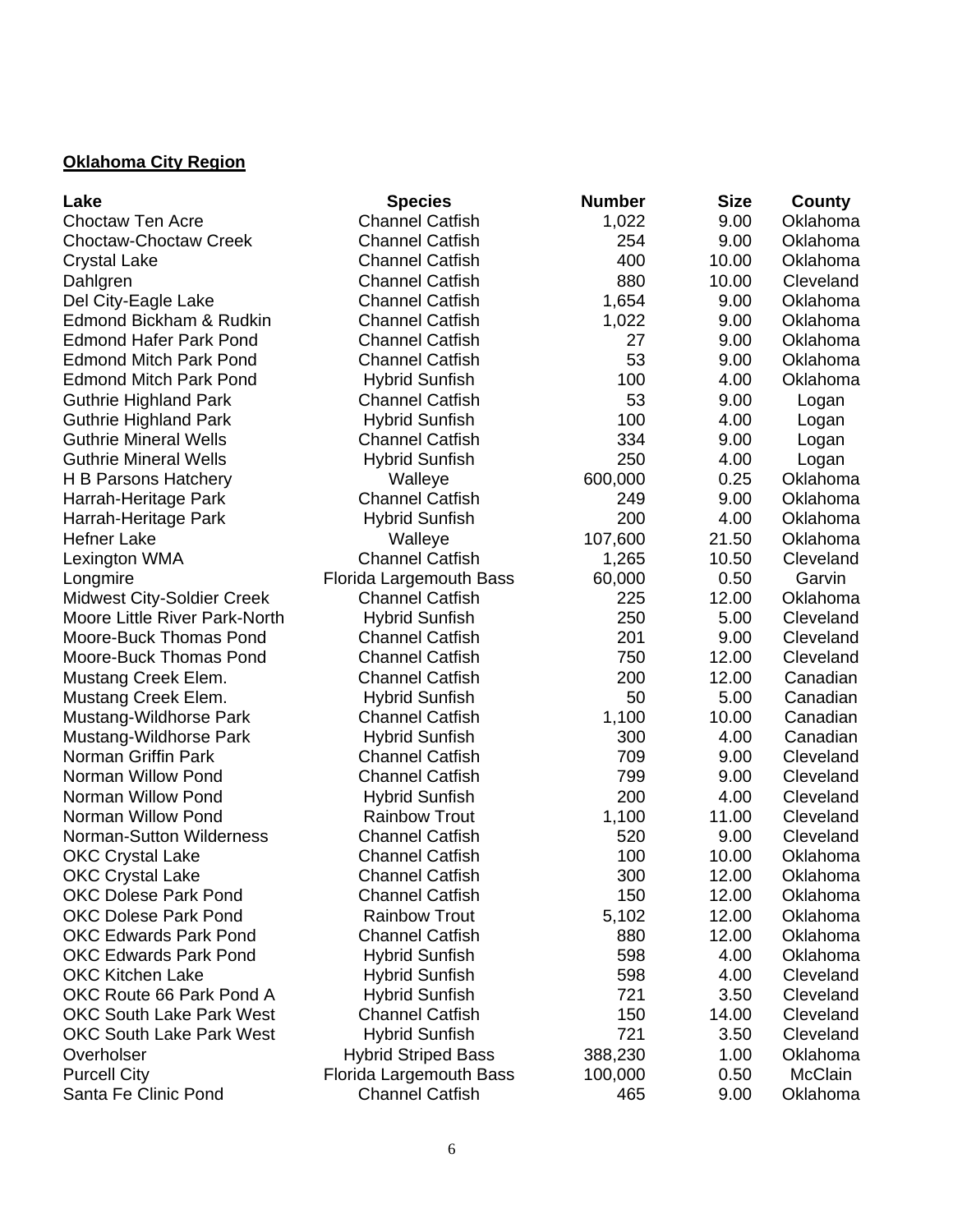**Oklahoma City Region**

| Lake | Species | Number | Size | County |
|---|---|---|---|---|
| Choctaw Ten Acre | Channel Catfish | 1,022 | 9.00 | Oklahoma |
| Choctaw-Choctaw Creek | Channel Catfish | 254 | 9.00 | Oklahoma |
| Crystal Lake | Channel Catfish | 400 | 10.00 | Oklahoma |
| Dahlgren | Channel Catfish | 880 | 10.00 | Cleveland |
| Del City-Eagle Lake | Channel Catfish | 1,654 | 9.00 | Oklahoma |
| Edmond Bickham & Rudkin | Channel Catfish | 1,022 | 9.00 | Oklahoma |
| Edmond Hafer Park Pond | Channel Catfish | 27 | 9.00 | Oklahoma |
| Edmond Mitch Park Pond | Channel Catfish | 53 | 9.00 | Oklahoma |
| Edmond Mitch Park Pond | Hybrid Sunfish | 100 | 4.00 | Oklahoma |
| Guthrie Highland Park | Channel Catfish | 53 | 9.00 | Logan |
| Guthrie Highland Park | Hybrid Sunfish | 100 | 4.00 | Logan |
| Guthrie Mineral Wells | Channel Catfish | 334 | 9.00 | Logan |
| Guthrie Mineral Wells | Hybrid Sunfish | 250 | 4.00 | Logan |
| H B Parsons Hatchery | Walleye | 600,000 | 0.25 | Oklahoma |
| Harrah-Heritage Park | Channel Catfish | 249 | 9.00 | Oklahoma |
| Harrah-Heritage Park | Hybrid Sunfish | 200 | 4.00 | Oklahoma |
| Hefner Lake | Walleye | 107,600 | 21.50 | Oklahoma |
| Lexington WMA | Channel Catfish | 1,265 | 10.50 | Cleveland |
| Longmire | Florida Largemouth Bass | 60,000 | 0.50 | Garvin |
| Midwest City-Soldier Creek | Channel Catfish | 225 | 12.00 | Oklahoma |
| Moore Little River Park-North | Hybrid Sunfish | 250 | 5.00 | Cleveland |
| Moore-Buck Thomas Pond | Channel Catfish | 201 | 9.00 | Cleveland |
| Moore-Buck Thomas Pond | Channel Catfish | 750 | 12.00 | Cleveland |
| Mustang Creek Elem. | Channel Catfish | 200 | 12.00 | Canadian |
| Mustang Creek Elem. | Hybrid Sunfish | 50 | 5.00 | Canadian |
| Mustang-Wildhorse Park | Channel Catfish | 1,100 | 10.00 | Canadian |
| Mustang-Wildhorse Park | Hybrid Sunfish | 300 | 4.00 | Canadian |
| Norman Griffin Park | Channel Catfish | 709 | 9.00 | Cleveland |
| Norman Willow Pond | Channel Catfish | 799 | 9.00 | Cleveland |
| Norman Willow Pond | Hybrid Sunfish | 200 | 4.00 | Cleveland |
| Norman Willow Pond | Rainbow Trout | 1,100 | 11.00 | Cleveland |
| Norman-Sutton Wilderness | Channel Catfish | 520 | 9.00 | Cleveland |
| OKC Crystal Lake | Channel Catfish | 100 | 10.00 | Oklahoma |
| OKC Crystal Lake | Channel Catfish | 300 | 12.00 | Oklahoma |
| OKC Dolese Park Pond | Channel Catfish | 150 | 12.00 | Oklahoma |
| OKC Dolese Park Pond | Rainbow Trout | 5,102 | 12.00 | Oklahoma |
| OKC Edwards Park Pond | Channel Catfish | 880 | 12.00 | Oklahoma |
| OKC Edwards Park Pond | Hybrid Sunfish | 598 | 4.00 | Oklahoma |
| OKC Kitchen Lake | Hybrid Sunfish | 598 | 4.00 | Cleveland |
| OKC Route 66 Park Pond A | Hybrid Sunfish | 721 | 3.50 | Cleveland |
| OKC South Lake Park West | Channel Catfish | 150 | 14.00 | Cleveland |
| OKC South Lake Park West | Hybrid Sunfish | 721 | 3.50 | Cleveland |
| Overholser | Hybrid Striped Bass | 388,230 | 1.00 | Oklahoma |
| Purcell City | Florida Largemouth Bass | 100,000 | 0.50 | McClain |
| Santa Fe Clinic Pond | Channel Catfish | 465 | 9.00 | Oklahoma |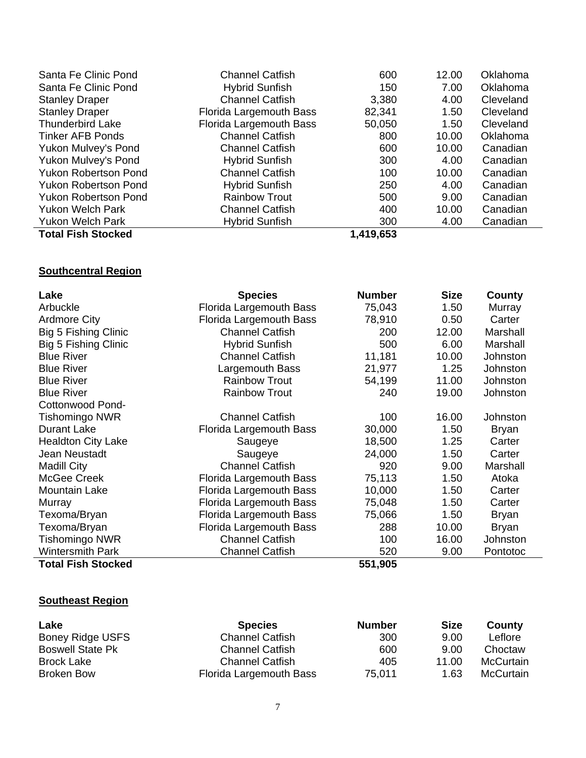| Lake | Species | Number | Size | County |
|---|---|---|---|---|
| Santa Fe Clinic Pond | Channel Catfish | 600 | 12.00 | Oklahoma |
| Santa Fe Clinic Pond | Hybrid Sunfish | 150 | 7.00 | Oklahoma |
| Stanley Draper | Channel Catfish | 3,380 | 4.00 | Cleveland |
| Stanley Draper | Florida Largemouth Bass | 82,341 | 1.50 | Cleveland |
| Thunderbird Lake | Florida Largemouth Bass | 50,050 | 1.50 | Cleveland |
| Tinker AFB Ponds | Channel Catfish | 800 | 10.00 | Oklahoma |
| Yukon Mulvey's Pond | Channel Catfish | 600 | 10.00 | Canadian |
| Yukon Mulvey's Pond | Hybrid Sunfish | 300 | 4.00 | Canadian |
| Yukon Robertson Pond | Channel Catfish | 100 | 10.00 | Canadian |
| Yukon Robertson Pond | Hybrid Sunfish | 250 | 4.00 | Canadian |
| Yukon Robertson Pond | Rainbow Trout | 500 | 9.00 | Canadian |
| Yukon Welch Park | Channel Catfish | 400 | 10.00 | Canadian |
| Yukon Welch Park | Hybrid Sunfish | 300 | 4.00 | Canadian |
| **Total Fish Stocked** | | **1,419,653** | | |

## Southcentral Region

| Lake | Species | Number | Size | County |
|---|---|---|---|---|
| Arbuckle | Florida Largemouth Bass | 75,043 | 1.50 | Murray |
| Ardmore City | Florida Largemouth Bass | 78,910 | 0.50 | Carter |
| Big 5 Fishing Clinic | Channel Catfish | 200 | 12.00 | Marshall |
| Big 5 Fishing Clinic | Hybrid Sunfish | 500 | 6.00 | Marshall |
| Blue River | Channel Catfish | 11,181 | 10.00 | Johnston |
| Blue River | Largemouth Bass | 21,977 | 1.25 | Johnston |
| Blue River | Rainbow Trout | 54,199 | 11.00 | Johnston |
| Blue River | Rainbow Trout | 240 | 19.00 | Johnston |
| Cottonwood Pond-Tishomingo NWR | Channel Catfish | 100 | 16.00 | Johnston |
| Durant Lake | Florida Largemouth Bass | 30,000 | 1.50 | Bryan |
| Healdton City Lake | Saugeye | 18,500 | 1.25 | Carter |
| Jean Neustadt | Saugeye | 24,000 | 1.50 | Carter |
| Madill City | Channel Catfish | 920 | 9.00 | Marshall |
| McGee Creek | Florida Largemouth Bass | 75,113 | 1.50 | Atoka |
| Mountain Lake | Florida Largemouth Bass | 10,000 | 1.50 | Carter |
| Murray | Florida Largemouth Bass | 75,048 | 1.50 | Carter |
| Texoma/Bryan | Florida Largemouth Bass | 75,066 | 1.50 | Bryan |
| Texoma/Bryan | Florida Largemouth Bass | 288 | 10.00 | Bryan |
| Tishomingo NWR | Channel Catfish | 100 | 16.00 | Johnston |
| Wintersmith Park | Channel Catfish | 520 | 9.00 | Pontotoc |
| **Total Fish Stocked** | | **551,905** | | |

## Southeast Region

| Lake | Species | Number | Size | County |
|---|---|---|---|---|
| Boney Ridge USFS | Channel Catfish | 300 | 9.00 | Leflore |
| Boswell State Pk | Channel Catfish | 600 | 9.00 | Choctaw |
| Brock Lake | Channel Catfish | 405 | 11.00 | McCurtain |
| Broken Bow | Florida Largemouth Bass | 75,011 | 1.63 | McCurtain |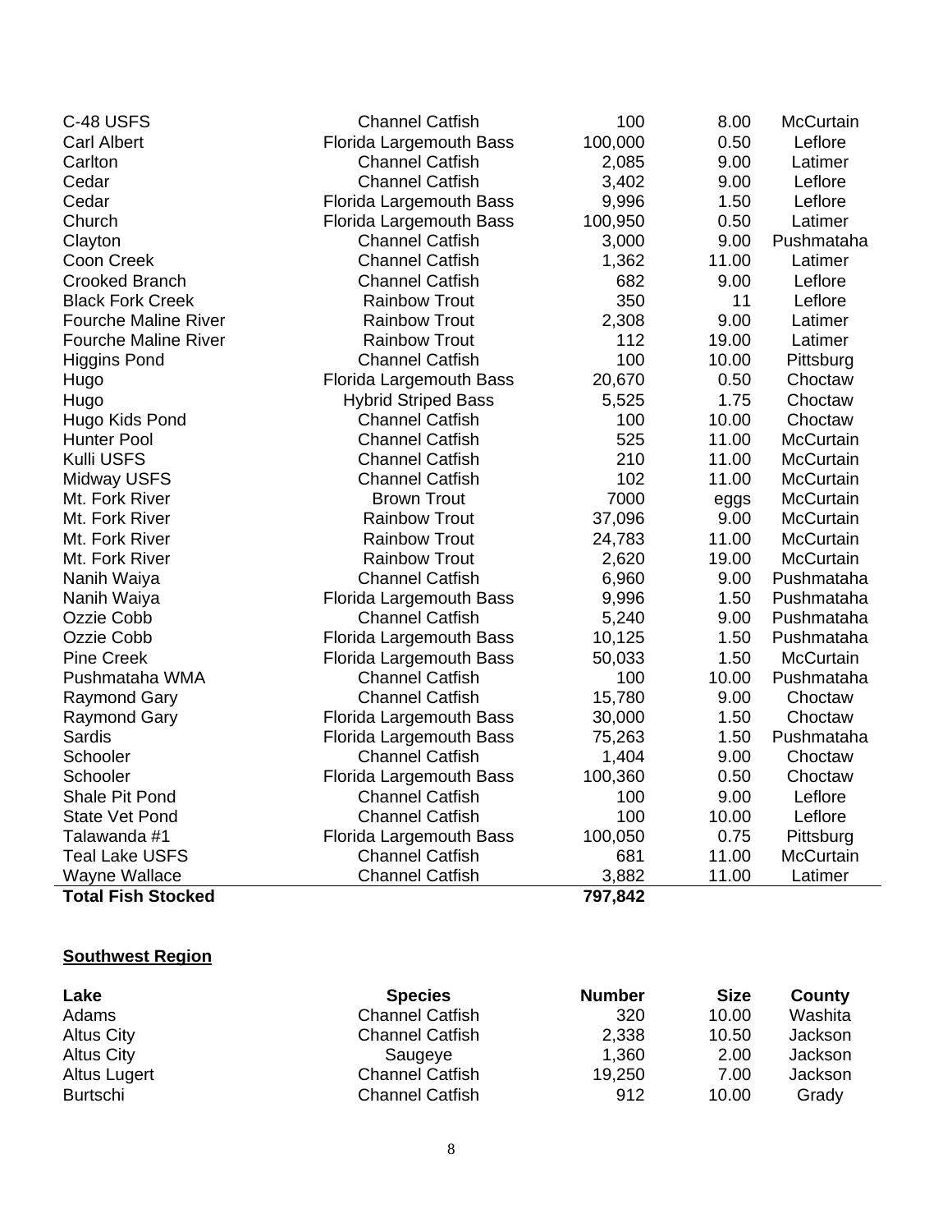| | | | | |
|---|---|---|---|---|
| C-48 USFS | Channel Catfish | 100 | 8.00 | McCurtain |
| Carl Albert | Florida Largemouth Bass | 100,000 | 0.50 | Leflore |
| Carlton | Channel Catfish | 2,085 | 9.00 | Latimer |
| Cedar | Channel Catfish | 3,402 | 9.00 | Leflore |
| Cedar | Florida Largemouth Bass | 9,996 | 1.50 | Leflore |
| Church | Florida Largemouth Bass | 100,950 | 0.50 | Latimer |
| Clayton | Channel Catfish | 3,000 | 9.00 | Pushmataha |
| Coon Creek | Channel Catfish | 1,362 | 11.00 | Latimer |
| Crooked Branch | Channel Catfish | 682 | 9.00 | Leflore |
| Black Fork Creek | Rainbow Trout | 350 | 11 | Leflore |
| Fourche Maline River | Rainbow Trout | 2,308 | 9.00 | Latimer |
| Fourche Maline River | Rainbow Trout | 112 | 19.00 | Latimer |
| Higgins Pond | Channel Catfish | 100 | 10.00 | Pittsburg |
| Hugo | Florida Largemouth Bass | 20,670 | 0.50 | Choctaw |
| Hugo | Hybrid Striped Bass | 5,525 | 1.75 | Choctaw |
| Hugo Kids Pond | Channel Catfish | 100 | 10.00 | Choctaw |
| Hunter Pool | Channel Catfish | 525 | 11.00 | McCurtain |
| Kulli USFS | Channel Catfish | 210 | 11.00 | McCurtain |
| Midway USFS | Channel Catfish | 102 | 11.00 | McCurtain |
| Mt. Fork River | Brown Trout | 7000 | eggs | McCurtain |
| Mt. Fork River | Rainbow Trout | 37,096 | 9.00 | McCurtain |
| Mt. Fork River | Rainbow Trout | 24,783 | 11.00 | McCurtain |
| Mt. Fork River | Rainbow Trout | 2,620 | 19.00 | McCurtain |
| Nanih Waiya | Channel Catfish | 6,960 | 9.00 | Pushmataha |
| Nanih Waiya | Florida Largemouth Bass | 9,996 | 1.50 | Pushmataha |
| Ozzie Cobb | Channel Catfish | 5,240 | 9.00 | Pushmataha |
| Ozzie Cobb | Florida Largemouth Bass | 10,125 | 1.50 | Pushmataha |
| Pine Creek | Florida Largemouth Bass | 50,033 | 1.50 | McCurtain |
| Pushmataha WMA | Channel Catfish | 100 | 10.00 | Pushmataha |
| Raymond Gary | Channel Catfish | 15,780 | 9.00 | Choctaw |
| Raymond Gary | Florida Largemouth Bass | 30,000 | 1.50 | Choctaw |
| Sardis | Florida Largemouth Bass | 75,263 | 1.50 | Pushmataha |
| Schooler | Channel Catfish | 1,404 | 9.00 | Choctaw |
| Schooler | Florida Largemouth Bass | 100,360 | 0.50 | Choctaw |
| Shale Pit Pond | Channel Catfish | 100 | 9.00 | Leflore |
| State Vet Pond | Channel Catfish | 100 | 10.00 | Leflore |
| Talawanda #1 | Florida Largemouth Bass | 100,050 | 0.75 | Pittsburg |
| Teal Lake USFS | Channel Catfish | 681 | 11.00 | McCurtain |
| Wayne Wallace | Channel Catfish | 3,882 | 11.00 | Latimer |
| **Total Fish Stocked** | | **797,842** | | |

**Southwest Region**

| Lake | Species | Number | Size | County |
|---|---|---|---|---|
| Adams | Channel Catfish | 320 | 10.00 | Washita |
| Altus City | Channel Catfish | 2,338 | 10.50 | Jackson |
| Altus City | Saugeye | 1,360 | 2.00 | Jackson |
| Altus Lugert | Channel Catfish | 19,250 | 7.00 | Jackson |
| Burtschi | Channel Catfish | 912 | 10.00 | Grady |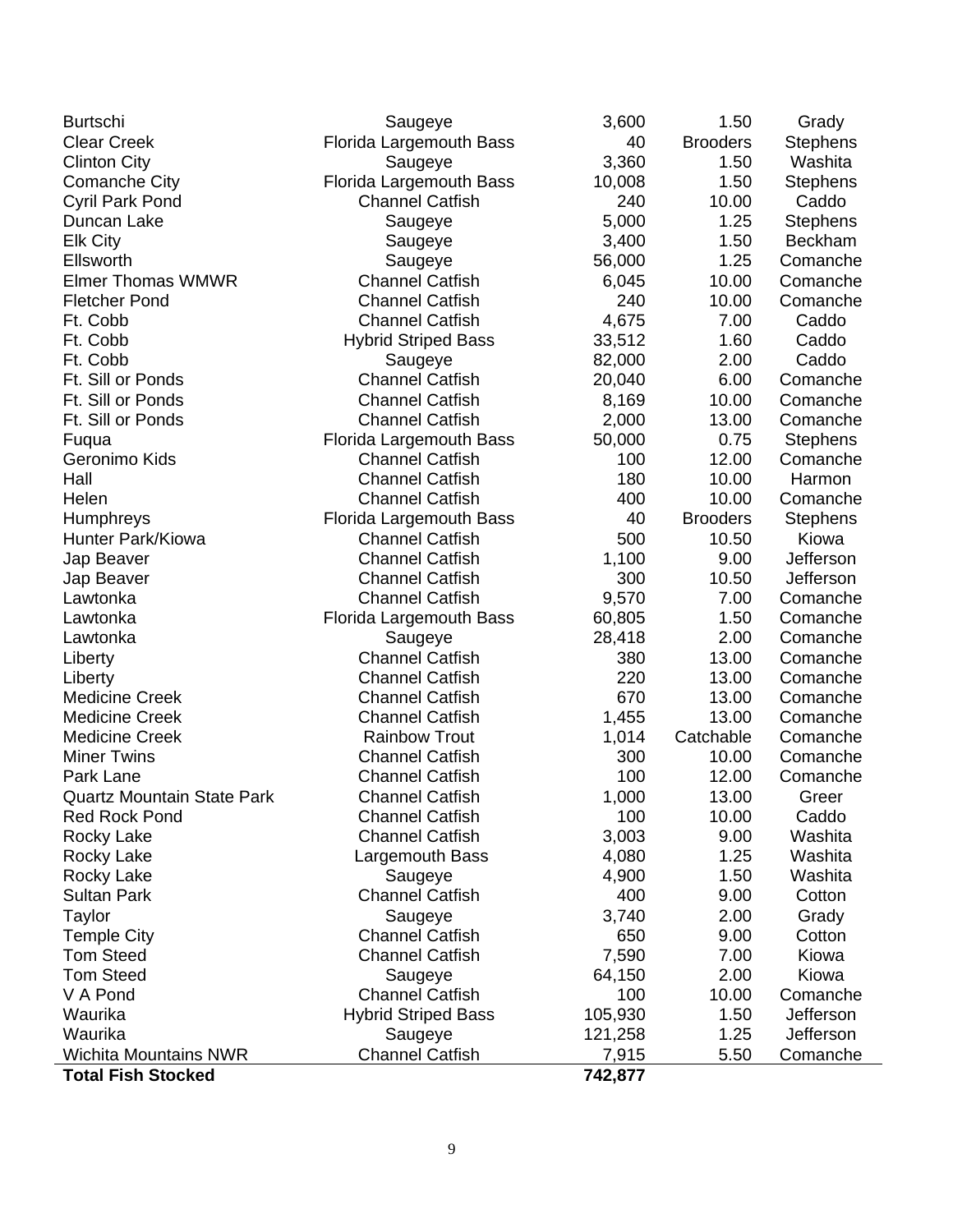| | | | | |
|---|---|---|---|---|
| Burtschi | Saugeye | 3,600 | 1.50 | Grady |
| Clear Creek | Florida Largemouth Bass | 40 | Brooders | Stephens |
| Clinton City | Saugeye | 3,360 | 1.50 | Washita |
| Comanche City | Florida Largemouth Bass | 10,008 | 1.50 | Stephens |
| Cyril Park Pond | Channel Catfish | 240 | 10.00 | Caddo |
| Duncan Lake | Saugeye | 5,000 | 1.25 | Stephens |
| Elk City | Saugeye | 3,400 | 1.50 | Beckham |
| Ellsworth | Saugeye | 56,000 | 1.25 | Comanche |
| Elmer Thomas WMWR | Channel Catfish | 6,045 | 10.00 | Comanche |
| Fletcher Pond | Channel Catfish | 240 | 10.00 | Comanche |
| Ft. Cobb | Channel Catfish | 4,675 | 7.00 | Caddo |
| Ft. Cobb | Hybrid Striped Bass | 33,512 | 1.60 | Caddo |
| Ft. Cobb | Saugeye | 82,000 | 2.00 | Caddo |
| Ft. Sill or Ponds | Channel Catfish | 20,040 | 6.00 | Comanche |
| Ft. Sill or Ponds | Channel Catfish | 8,169 | 10.00 | Comanche |
| Ft. Sill or Ponds | Channel Catfish | 2,000 | 13.00 | Comanche |
| Fuqua | Florida Largemouth Bass | 50,000 | 0.75 | Stephens |
| Geronimo Kids | Channel Catfish | 100 | 12.00 | Comanche |
| Hall | Channel Catfish | 180 | 10.00 | Harmon |
| Helen | Channel Catfish | 400 | 10.00 | Comanche |
| Humphreys | Florida Largemouth Bass | 40 | Brooders | Stephens |
| Hunter Park/Kiowa | Channel Catfish | 500 | 10.50 | Kiowa |
| Jap Beaver | Channel Catfish | 1,100 | 9.00 | Jefferson |
| Jap Beaver | Channel Catfish | 300 | 10.50 | Jefferson |
| Lawtonka | Channel Catfish | 9,570 | 7.00 | Comanche |
| Lawtonka | Florida Largemouth Bass | 60,805 | 1.50 | Comanche |
| Lawtonka | Saugeye | 28,418 | 2.00 | Comanche |
| Liberty | Channel Catfish | 380 | 13.00 | Comanche |
| Liberty | Channel Catfish | 220 | 13.00 | Comanche |
| Medicine Creek | Channel Catfish | 670 | 13.00 | Comanche |
| Medicine Creek | Channel Catfish | 1,455 | 13.00 | Comanche |
| Medicine Creek | Rainbow Trout | 1,014 | Catchable | Comanche |
| Miner Twins | Channel Catfish | 300 | 10.00 | Comanche |
| Park Lane | Channel Catfish | 100 | 12.00 | Comanche |
| Quartz Mountain State Park | Channel Catfish | 1,000 | 13.00 | Greer |
| Red Rock Pond | Channel Catfish | 100 | 10.00 | Caddo |
| Rocky Lake | Channel Catfish | 3,003 | 9.00 | Washita |
| Rocky Lake | Largemouth Bass | 4,080 | 1.25 | Washita |
| Rocky Lake | Saugeye | 4,900 | 1.50 | Washita |
| Sultan Park | Channel Catfish | 400 | 9.00 | Cotton |
| Taylor | Saugeye | 3,740 | 2.00 | Grady |
| Temple City | Channel Catfish | 650 | 9.00 | Cotton |
| Tom Steed | Channel Catfish | 7,590 | 7.00 | Kiowa |
| Tom Steed | Saugeye | 64,150 | 2.00 | Kiowa |
| V A Pond | Channel Catfish | 100 | 10.00 | Comanche |
| Waurika | Hybrid Striped Bass | 105,930 | 1.50 | Jefferson |
| Waurika | Saugeye | 121,258 | 1.25 | Jefferson |
| Wichita Mountains NWR | Channel Catfish | 7,915 | 5.50 | Comanche |
| **Total Fish Stocked** | | **742,877** | | |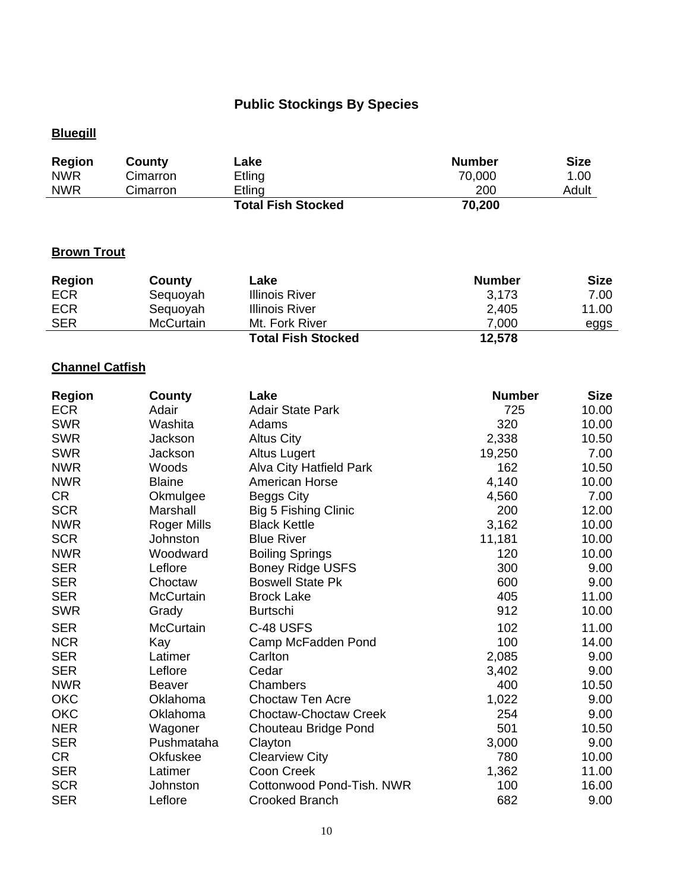# Public Stockings By Species

## Bluegill

| Region | County | Lake | Number | Size |
|---|---|---|---|---|
| NWR | Cimarron | Etling | 70,000 | 1.00 |
| NWR | Cimarron | Etling | 200 | Adult |
| | | **Total Fish Stocked** | **70,200** | |

## Brown Trout

| Region | County | Lake | Number | Size |
|---|---|---|---|---|
| ECR | Sequoyah | Illinois River | 3,173 | 7.00 |
| ECR | Sequoyah | Illinois River | 2,405 | 11.00 |
| SER | McCurtain | Mt. Fork River | 7,000 | eggs |
| | | **Total Fish Stocked** | **12,578** | |

## Channel Catfish

| Region | County | Lake | Number | Size |
|---|---|---|---|---|
| ECR | Adair | Adair State Park | 725 | 10.00 |
| SWR | Washita | Adams | 320 | 10.00 |
| SWR | Jackson | Altus City | 2,338 | 10.50 |
| SWR | Jackson | Altus Lugert | 19,250 | 7.00 |
| NWR | Woods | Alva City Hatfield Park | 162 | 10.50 |
| NWR | Blaine | American Horse | 4,140 | 10.00 |
| CR | Okmulgee | Beggs City | 4,560 | 7.00 |
| SCR | Marshall | Big 5 Fishing Clinic | 200 | 12.00 |
| NWR | Roger Mills | Black Kettle | 3,162 | 10.00 |
| SCR | Johnston | Blue River | 11,181 | 10.00 |
| NWR | Woodward | Boiling Springs | 120 | 10.00 |
| SER | Leflore | Boney Ridge USFS | 300 | 9.00 |
| SER | Choctaw | Boswell State Pk | 600 | 9.00 |
| SER | McCurtain | Brock Lake | 405 | 11.00 |
| SWR | Grady | Burtschi | 912 | 10.00 |
| SER | McCurtain | C-48 USFS | 102 | 11.00 |
| NCR | Kay | Camp McFadden Pond | 100 | 14.00 |
| SER | Latimer | Carlton | 2,085 | 9.00 |
| SER | Leflore | Cedar | 3,402 | 9.00 |
| NWR | Beaver | Chambers | 400 | 10.50 |
| OKC | Oklahoma | Choctaw Ten Acre | 1,022 | 9.00 |
| OKC | Oklahoma | Choctaw-Choctaw Creek | 254 | 9.00 |
| NER | Wagoner | Chouteau Bridge Pond | 501 | 10.50 |
| SER | Pushmataha | Clayton | 3,000 | 9.00 |
| CR | Okfuskee | Clearview City | 780 | 10.00 |
| SER | Latimer | Coon Creek | 1,362 | 11.00 |
| SCR | Johnston | Cottonwood Pond-Tish. NWR | 100 | 16.00 |
| SER | Leflore | Crooked Branch | 682 | 9.00 |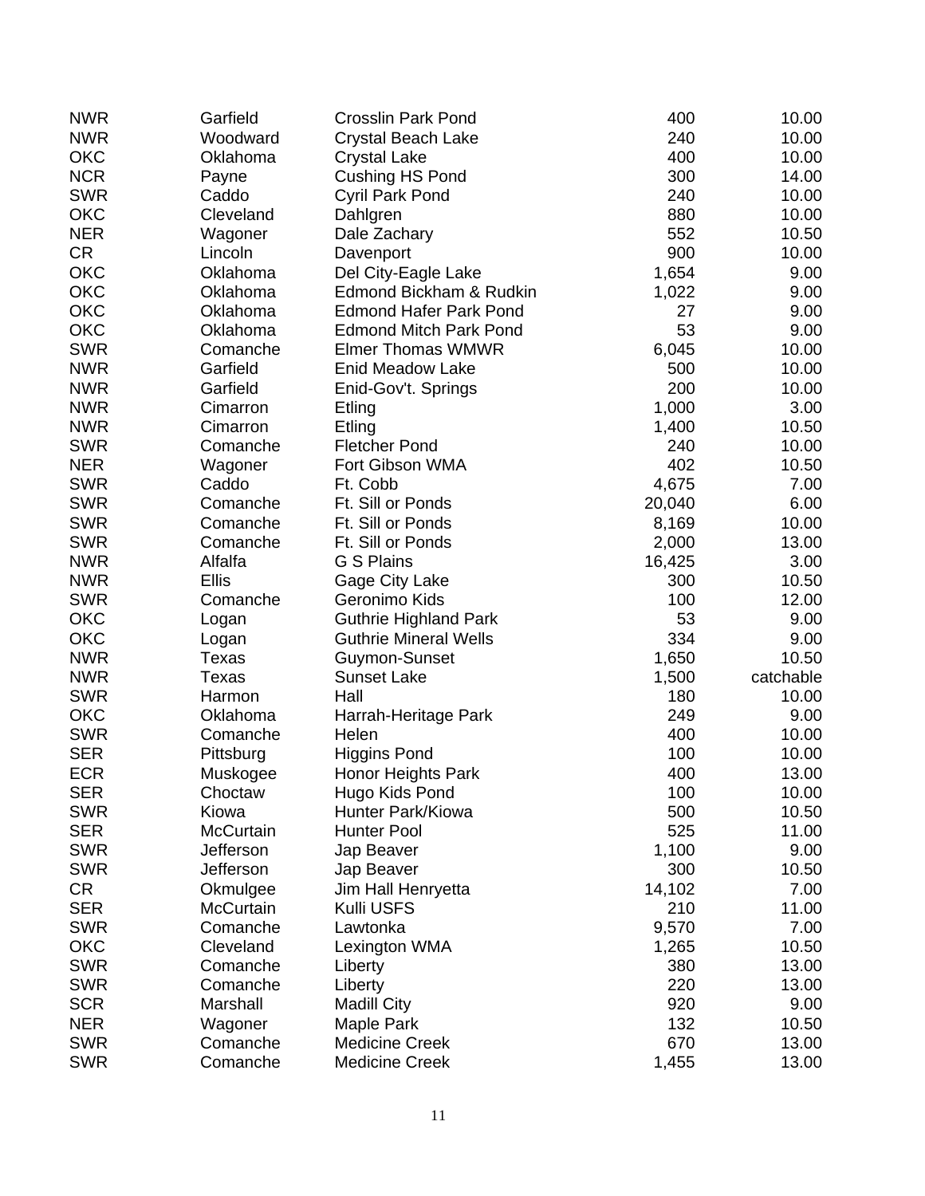| | | | | |
|---|---|---|---|---|
| NWR | Garfield | Crosslin Park Pond | 400 | 10.00 |
| NWR | Woodward | Crystal Beach Lake | 240 | 10.00 |
| OKC | Oklahoma | Crystal Lake | 400 | 10.00 |
| NCR | Payne | Cushing HS Pond | 300 | 14.00 |
| SWR | Caddo | Cyril Park Pond | 240 | 10.00 |
| OKC | Cleveland | Dahlgren | 880 | 10.00 |
| NER | Wagoner | Dale Zachary | 552 | 10.50 |
| CR | Lincoln | Davenport | 900 | 10.00 |
| OKC | Oklahoma | Del City-Eagle Lake | 1,654 | 9.00 |
| OKC | Oklahoma | Edmond Bickham & Rudkin | 1,022 | 9.00 |
| OKC | Oklahoma | Edmond Hafer Park Pond | 27 | 9.00 |
| OKC | Oklahoma | Edmond Mitch Park Pond | 53 | 9.00 |
| SWR | Comanche | Elmer Thomas WMWR | 6,045 | 10.00 |
| NWR | Garfield | Enid Meadow Lake | 500 | 10.00 |
| NWR | Garfield | Enid-Gov't. Springs | 200 | 10.00 |
| NWR | Cimarron | Etling | 1,000 | 3.00 |
| NWR | Cimarron | Etling | 1,400 | 10.50 |
| SWR | Comanche | Fletcher Pond | 240 | 10.00 |
| NER | Wagoner | Fort Gibson WMA | 402 | 10.50 |
| SWR | Caddo | Ft. Cobb | 4,675 | 7.00 |
| SWR | Comanche | Ft. Sill or Ponds | 20,040 | 6.00 |
| SWR | Comanche | Ft. Sill or Ponds | 8,169 | 10.00 |
| SWR | Comanche | Ft. Sill or Ponds | 2,000 | 13.00 |
| NWR | Alfalfa | G S Plains | 16,425 | 3.00 |
| NWR | Ellis | Gage City Lake | 300 | 10.50 |
| SWR | Comanche | Geronimo Kids | 100 | 12.00 |
| OKC | Logan | Guthrie Highland Park | 53 | 9.00 |
| OKC | Logan | Guthrie Mineral Wells | 334 | 9.00 |
| NWR | Texas | Guymon-Sunset | 1,650 | 10.50 |
| NWR | Texas | Sunset Lake | 1,500 | catchable |
| SWR | Harmon | Hall | 180 | 10.00 |
| OKC | Oklahoma | Harrah-Heritage Park | 249 | 9.00 |
| SWR | Comanche | Helen | 400 | 10.00 |
| SER | Pittsburg | Higgins Pond | 100 | 10.00 |
| ECR | Muskogee | Honor Heights Park | 400 | 13.00 |
| SER | Choctaw | Hugo Kids Pond | 100 | 10.00 |
| SWR | Kiowa | Hunter Park/Kiowa | 500 | 10.50 |
| SER | McCurtain | Hunter Pool | 525 | 11.00 |
| SWR | Jefferson | Jap Beaver | 1,100 | 9.00 |
| SWR | Jefferson | Jap Beaver | 300 | 10.50 |
| CR | Okmulgee | Jim Hall Henryetta | 14,102 | 7.00 |
| SER | McCurtain | Kulli USFS | 210 | 11.00 |
| SWR | Comanche | Lawtonka | 9,570 | 7.00 |
| OKC | Cleveland | Lexington WMA | 1,265 | 10.50 |
| SWR | Comanche | Liberty | 380 | 13.00 |
| SWR | Comanche | Liberty | 220 | 13.00 |
| SCR | Marshall | Madill City | 920 | 9.00 |
| NER | Wagoner | Maple Park | 132 | 10.50 |
| SWR | Comanche | Medicine Creek | 670 | 13.00 |
| SWR | Comanche | Medicine Creek | 1,455 | 13.00 |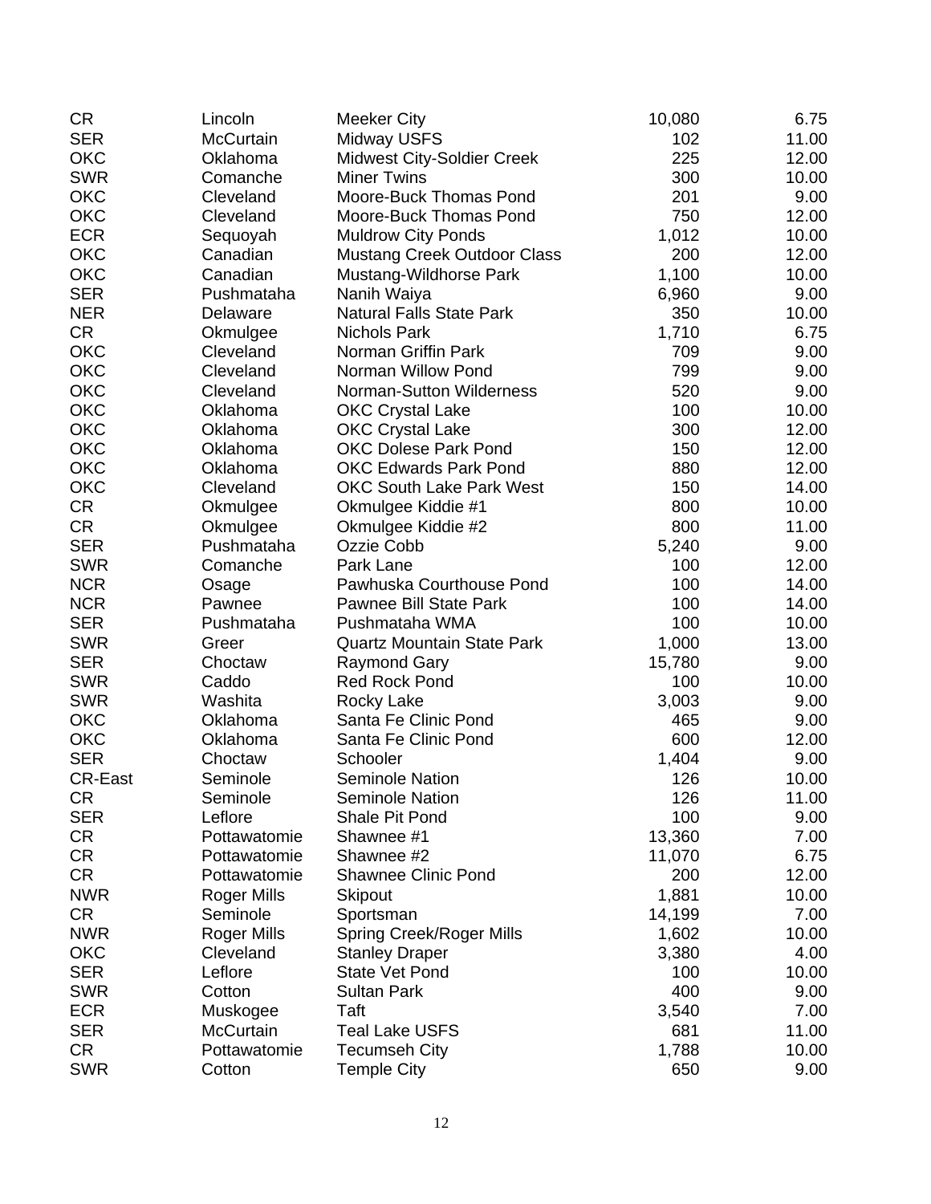| | | | | |
|---|---|---|---|---|
| CR | Lincoln | Meeker City | 10,080 | 6.75 |
| SER | McCurtain | Midway USFS | 102 | 11.00 |
| OKC | Oklahoma | Midwest City-Soldier Creek | 225 | 12.00 |
| SWR | Comanche | Miner Twins | 300 | 10.00 |
| OKC | Cleveland | Moore-Buck Thomas Pond | 201 | 9.00 |
| OKC | Cleveland | Moore-Buck Thomas Pond | 750 | 12.00 |
| ECR | Sequoyah | Muldrow City Ponds | 1,012 | 10.00 |
| OKC | Canadian | Mustang Creek Outdoor Class | 200 | 12.00 |
| OKC | Canadian | Mustang-Wildhorse Park | 1,100 | 10.00 |
| SER | Pushmataha | Nanih Waiya | 6,960 | 9.00 |
| NER | Delaware | Natural Falls State Park | 350 | 10.00 |
| CR | Okmulgee | Nichols Park | 1,710 | 6.75 |
| OKC | Cleveland | Norman Griffin Park | 709 | 9.00 |
| OKC | Cleveland | Norman Willow Pond | 799 | 9.00 |
| OKC | Cleveland | Norman-Sutton Wilderness | 520 | 9.00 |
| OKC | Oklahoma | OKC Crystal Lake | 100 | 10.00 |
| OKC | Oklahoma | OKC Crystal Lake | 300 | 12.00 |
| OKC | Oklahoma | OKC Dolese Park Pond | 150 | 12.00 |
| OKC | Oklahoma | OKC Edwards Park Pond | 880 | 12.00 |
| OKC | Cleveland | OKC South Lake Park West | 150 | 14.00 |
| CR | Okmulgee | Okmulgee Kiddie #1 | 800 | 10.00 |
| CR | Okmulgee | Okmulgee Kiddie #2 | 800 | 11.00 |
| SER | Pushmataha | Ozzie Cobb | 5,240 | 9.00 |
| SWR | Comanche | Park Lane | 100 | 12.00 |
| NCR | Osage | Pawhuska Courthouse Pond | 100 | 14.00 |
| NCR | Pawnee | Pawnee Bill State Park | 100 | 14.00 |
| SER | Pushmataha | Pushmataha WMA | 100 | 10.00 |
| SWR | Greer | Quartz Mountain State Park | 1,000 | 13.00 |
| SER | Choctaw | Raymond Gary | 15,780 | 9.00 |
| SWR | Caddo | Red Rock Pond | 100 | 10.00 |
| SWR | Washita | Rocky Lake | 3,003 | 9.00 |
| OKC | Oklahoma | Santa Fe Clinic Pond | 465 | 9.00 |
| OKC | Oklahoma | Santa Fe Clinic Pond | 600 | 12.00 |
| SER | Choctaw | Schooler | 1,404 | 9.00 |
| CR-East | Seminole | Seminole Nation | 126 | 10.00 |
| CR | Seminole | Seminole Nation | 126 | 11.00 |
| SER | Leflore | Shale Pit Pond | 100 | 9.00 |
| CR | Pottawatomie | Shawnee #1 | 13,360 | 7.00 |
| CR | Pottawatomie | Shawnee #2 | 11,070 | 6.75 |
| CR | Pottawatomie | Shawnee Clinic Pond | 200 | 12.00 |
| NWR | Roger Mills | Skipout | 1,881 | 10.00 |
| CR | Seminole | Sportsman | 14,199 | 7.00 |
| NWR | Roger Mills | Spring Creek/Roger Mills | 1,602 | 10.00 |
| OKC | Cleveland | Stanley Draper | 3,380 | 4.00 |
| SER | Leflore | State Vet Pond | 100 | 10.00 |
| SWR | Cotton | Sultan Park | 400 | 9.00 |
| ECR | Muskogee | Taft | 3,540 | 7.00 |
| SER | McCurtain | Teal Lake USFS | 681 | 11.00 |
| CR | Pottawatomie | Tecumseh City | 1,788 | 10.00 |
| SWR | Cotton | Temple City | 650 | 9.00 |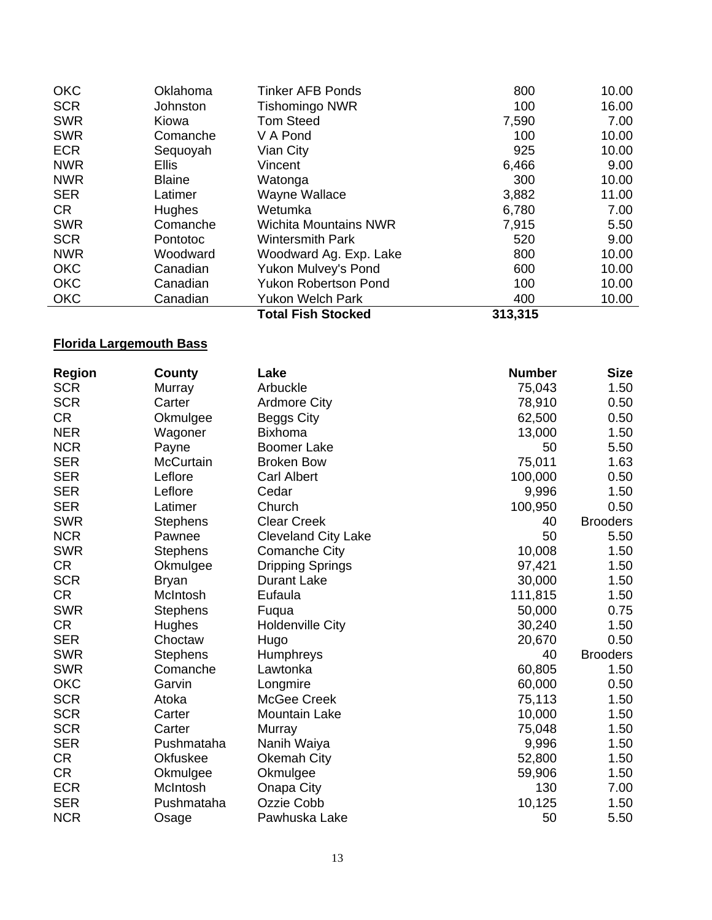| | | | | |
|---|---|---|---|---|
| OKC | Oklahoma | Tinker AFB Ponds | 800 | 10.00 |
| SCR | Johnston | Tishomingo NWR | 100 | 16.00 |
| SWR | Kiowa | Tom Steed | 7,590 | 7.00 |
| SWR | Comanche | V A Pond | 100 | 10.00 |
| ECR | Sequoyah | Vian City | 925 | 10.00 |
| NWR | Ellis | Vincent | 6,466 | 9.00 |
| NWR | Blaine | Watonga | 300 | 10.00 |
| SER | Latimer | Wayne Wallace | 3,882 | 11.00 |
| CR | Hughes | Wetumka | 6,780 | 7.00 |
| SWR | Comanche | Wichita Mountains NWR | 7,915 | 5.50 |
| SCR | Pontotoc | Wintersmith Park | 520 | 9.00 |
| NWR | Woodward | Woodward Ag. Exp. Lake | 800 | 10.00 |
| OKC | Canadian | Yukon Mulvey's Pond | 600 | 10.00 |
| OKC | Canadian | Yukon Robertson Pond | 100 | 10.00 |
| OKC | Canadian | Yukon Welch Park | 400 | 10.00 |
| | | **Total Fish Stocked** | **313,315** | |

**Florida Largemouth Bass**

| Region | County | Lake | Number | Size |
|---|---|---|---|---|
| SCR | Murray | Arbuckle | 75,043 | 1.50 |
| SCR | Carter | Ardmore City | 78,910 | 0.50 |
| CR | Okmulgee | Beggs City | 62,500 | 0.50 |
| NER | Wagoner | Bixhoma | 13,000 | 1.50 |
| NCR | Payne | Boomer Lake | 50 | 5.50 |
| SER | McCurtain | Broken Bow | 75,011 | 1.63 |
| SER | Leflore | Carl Albert | 100,000 | 0.50 |
| SER | Leflore | Cedar | 9,996 | 1.50 |
| SER | Latimer | Church | 100,950 | 0.50 |
| SWR | Stephens | Clear Creek | 40 | Brooders |
| NCR | Pawnee | Cleveland City Lake | 50 | 5.50 |
| SWR | Stephens | Comanche City | 10,008 | 1.50 |
| CR | Okmulgee | Dripping Springs | 97,421 | 1.50 |
| SCR | Bryan | Durant Lake | 30,000 | 1.50 |
| CR | McIntosh | Eufaula | 111,815 | 1.50 |
| SWR | Stephens | Fuqua | 50,000 | 0.75 |
| CR | Hughes | Holdenville City | 30,240 | 1.50 |
| SER | Choctaw | Hugo | 20,670 | 0.50 |
| SWR | Stephens | Humphreys | 40 | Brooders |
| SWR | Comanche | Lawtonka | 60,805 | 1.50 |
| OKC | Garvin | Longmire | 60,000 | 0.50 |
| SCR | Atoka | McGee Creek | 75,113 | 1.50 |
| SCR | Carter | Mountain Lake | 10,000 | 1.50 |
| SCR | Carter | Murray | 75,048 | 1.50 |
| SER | Pushmataha | Nanih Waiya | 9,996 | 1.50 |
| CR | Okfuskee | Okemah City | 52,800 | 1.50 |
| CR | Okmulgee | Okmulgee | 59,906 | 1.50 |
| ECR | McIntosh | Onapa City | 130 | 7.00 |
| SER | Pushmataha | Ozzie Cobb | 10,125 | 1.50 |
| NCR | Osage | Pawhuska Lake | 50 | 5.50 |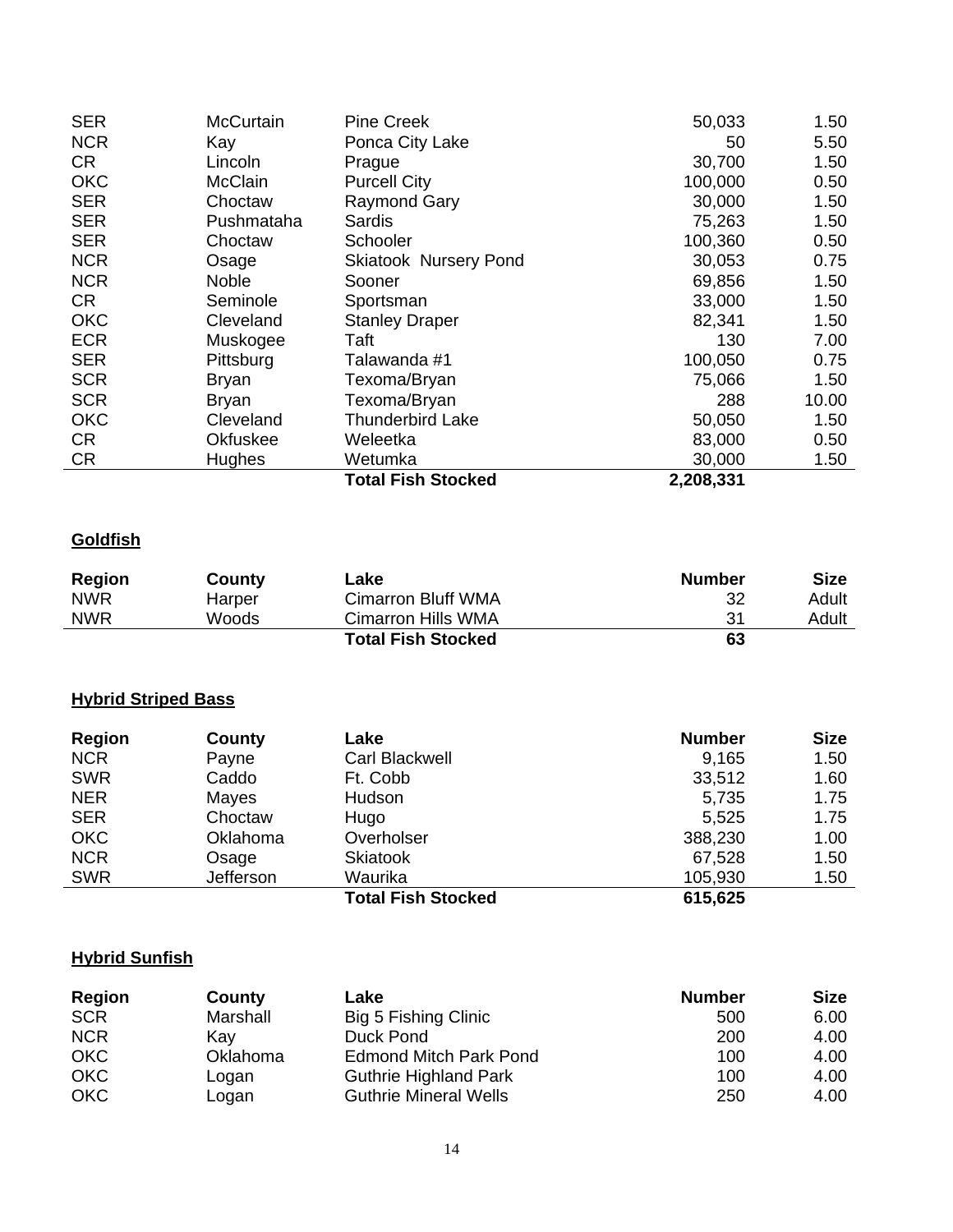| Region | County | Lake | Number | Size |
| --- | --- | --- | --- | --- |
| SER | McCurtain | Pine Creek | 50,033 | 1.50 |
| NCR | Kay | Ponca City Lake | 50 | 5.50 |
| CR | Lincoln | Prague | 30,700 | 1.50 |
| OKC | McClain | Purcell City | 100,000 | 0.50 |
| SER | Choctaw | Raymond Gary | 30,000 | 1.50 |
| SER | Pushmataha | Sardis | 75,263 | 1.50 |
| SER | Choctaw | Schooler | 100,360 | 0.50 |
| NCR | Osage | Skiatook Nursery Pond | 30,053 | 0.75 |
| NCR | Noble | Sooner | 69,856 | 1.50 |
| CR | Seminole | Sportsman | 33,000 | 1.50 |
| OKC | Cleveland | Stanley Draper | 82,341 | 1.50 |
| ECR | Muskogee | Taft | 130 | 7.00 |
| SER | Pittsburg | Talawanda #1 | 100,050 | 0.75 |
| SCR | Bryan | Texoma/Bryan | 75,066 | 1.50 |
| SCR | Bryan | Texoma/Bryan | 288 | 10.00 |
| OKC | Cleveland | Thunderbird Lake | 50,050 | 1.50 |
| CR | Okfuskee | Weleetka | 83,000 | 0.50 |
| CR | Hughes | Wetumka | 30,000 | 1.50 |
| | | **Total Fish Stocked** | **2,208,331** | |

## Goldfish

| Region | County | Lake | Number | Size |
| --- | --- | --- | --- | --- |
| NWR | Harper | Cimarron Bluff WMA | 32 | Adult |
| NWR | Woods | Cimarron Hills WMA | 31 | Adult |
| | | **Total Fish Stocked** | **63** | |

## Hybrid Striped Bass

| Region | County | Lake | Number | Size |
| --- | --- | --- | --- | --- |
| NCR | Payne | Carl Blackwell | 9,165 | 1.50 |
| SWR | Caddo | Ft. Cobb | 33,512 | 1.60 |
| NER | Mayes | Hudson | 5,735 | 1.75 |
| SER | Choctaw | Hugo | 5,525 | 1.75 |
| OKC | Oklahoma | Overholser | 388,230 | 1.00 |
| NCR | Osage | Skiatook | 67,528 | 1.50 |
| SWR | Jefferson | Waurika | 105,930 | 1.50 |
| | | **Total Fish Stocked** | **615,625** | |

## Hybrid Sunfish

| Region | County | Lake | Number | Size |
| --- | --- | --- | --- | --- |
| SCR | Marshall | Big 5 Fishing Clinic | 500 | 6.00 |
| NCR | Kay | Duck Pond | 200 | 4.00 |
| OKC | Oklahoma | Edmond Mitch Park Pond | 100 | 4.00 |
| OKC | Logan | Guthrie Highland Park | 100 | 4.00 |
| OKC | Logan | Guthrie Mineral Wells | 250 | 4.00 |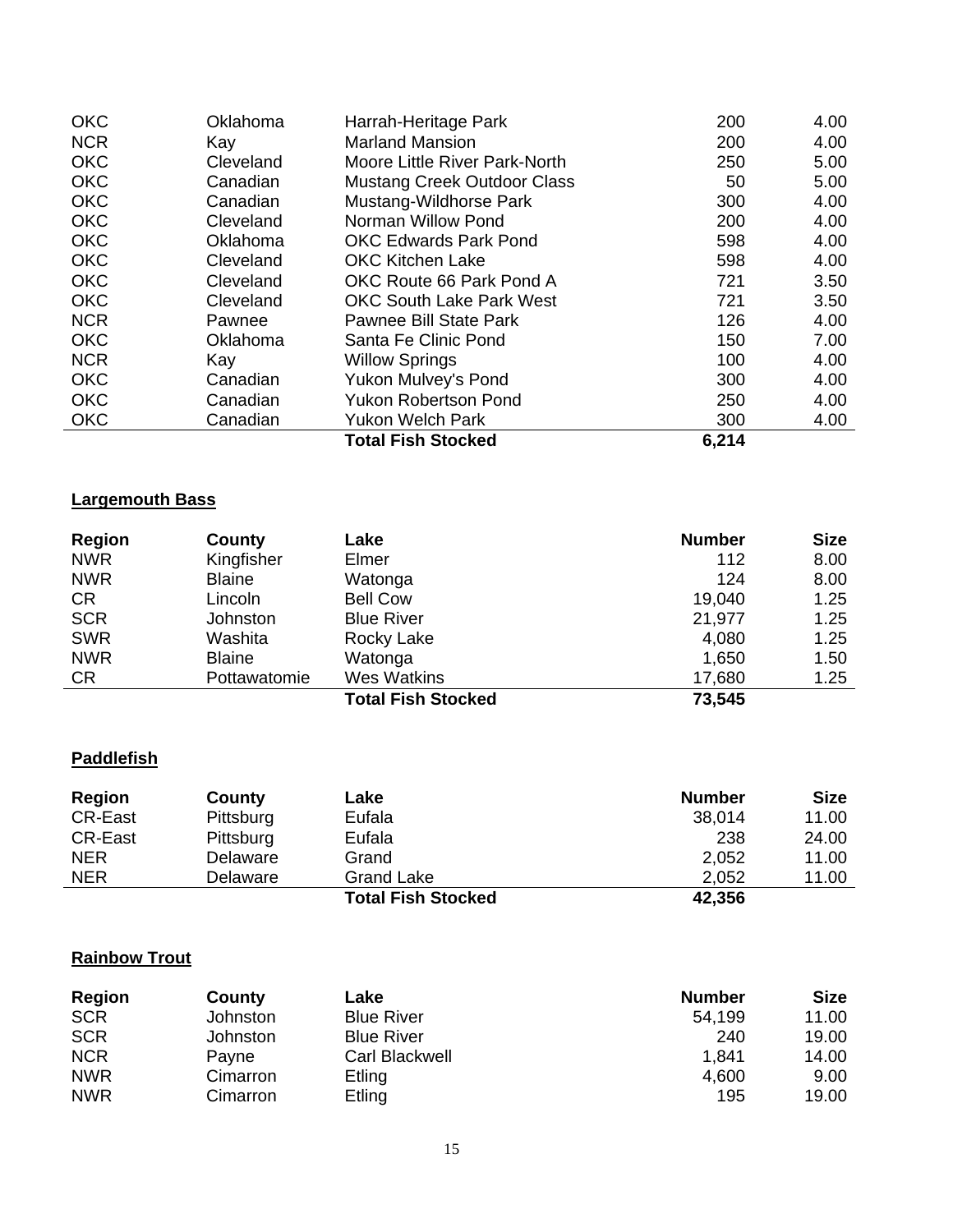| | | | | |
|---|---|---|---|---|
| OKC | Oklahoma | Harrah-Heritage Park | 200 | 4.00 |
| NCR | Kay | Marland Mansion | 200 | 4.00 |
| OKC | Cleveland | Moore Little River Park-North | 250 | 5.00 |
| OKC | Canadian | Mustang Creek Outdoor Class | 50 | 5.00 |
| OKC | Canadian | Mustang-Wildhorse Park | 300 | 4.00 |
| OKC | Cleveland | Norman Willow Pond | 200 | 4.00 |
| OKC | Oklahoma | OKC Edwards Park Pond | 598 | 4.00 |
| OKC | Cleveland | OKC Kitchen Lake | 598 | 4.00 |
| OKC | Cleveland | OKC Route 66 Park Pond A | 721 | 3.50 |
| OKC | Cleveland | OKC South Lake Park West | 721 | 3.50 |
| NCR | Pawnee | Pawnee Bill State Park | 126 | 4.00 |
| OKC | Oklahoma | Santa Fe Clinic Pond | 150 | 7.00 |
| NCR | Kay | Willow Springs | 100 | 4.00 |
| OKC | Canadian | Yukon Mulvey's Pond | 300 | 4.00 |
| OKC | Canadian | Yukon Robertson Pond | 250 | 4.00 |
| OKC | Canadian | Yukon Welch Park | 300 | 4.00 |
| | | **Total Fish Stocked** | **6,214** | |

**Largemouth Bass**

| Region | County | Lake | Number | Size |
|---|---|---|---|---|
| NWR | Kingfisher | Elmer | 112 | 8.00 |
| NWR | Blaine | Watonga | 124 | 8.00 |
| CR | Lincoln | Bell Cow | 19,040 | 1.25 |
| SCR | Johnston | Blue River | 21,977 | 1.25 |
| SWR | Washita | Rocky Lake | 4,080 | 1.25 |
| NWR | Blaine | Watonga | 1,650 | 1.50 |
| CR | Pottawatomie | Wes Watkins | 17,680 | 1.25 |
| | | **Total Fish Stocked** | **73,545** | |

**Paddlefish**

| Region | County | Lake | Number | Size |
|---|---|---|---|---|
| CR-East | Pittsburg | Eufala | 38,014 | 11.00 |
| CR-East | Pittsburg | Eufala | 238 | 24.00 |
| NER | Delaware | Grand | 2,052 | 11.00 |
| NER | Delaware | Grand Lake | 2,052 | 11.00 |
| | | **Total Fish Stocked** | **42,356** | |

**Rainbow Trout**

| Region | County | Lake | Number | Size |
|---|---|---|---|---|
| SCR | Johnston | Blue River | 54,199 | 11.00 |
| SCR | Johnston | Blue River | 240 | 19.00 |
| NCR | Payne | Carl Blackwell | 1,841 | 14.00 |
| NWR | Cimarron | Etling | 4,600 | 9.00 |
| NWR | Cimarron | Etling | 195 | 19.00 |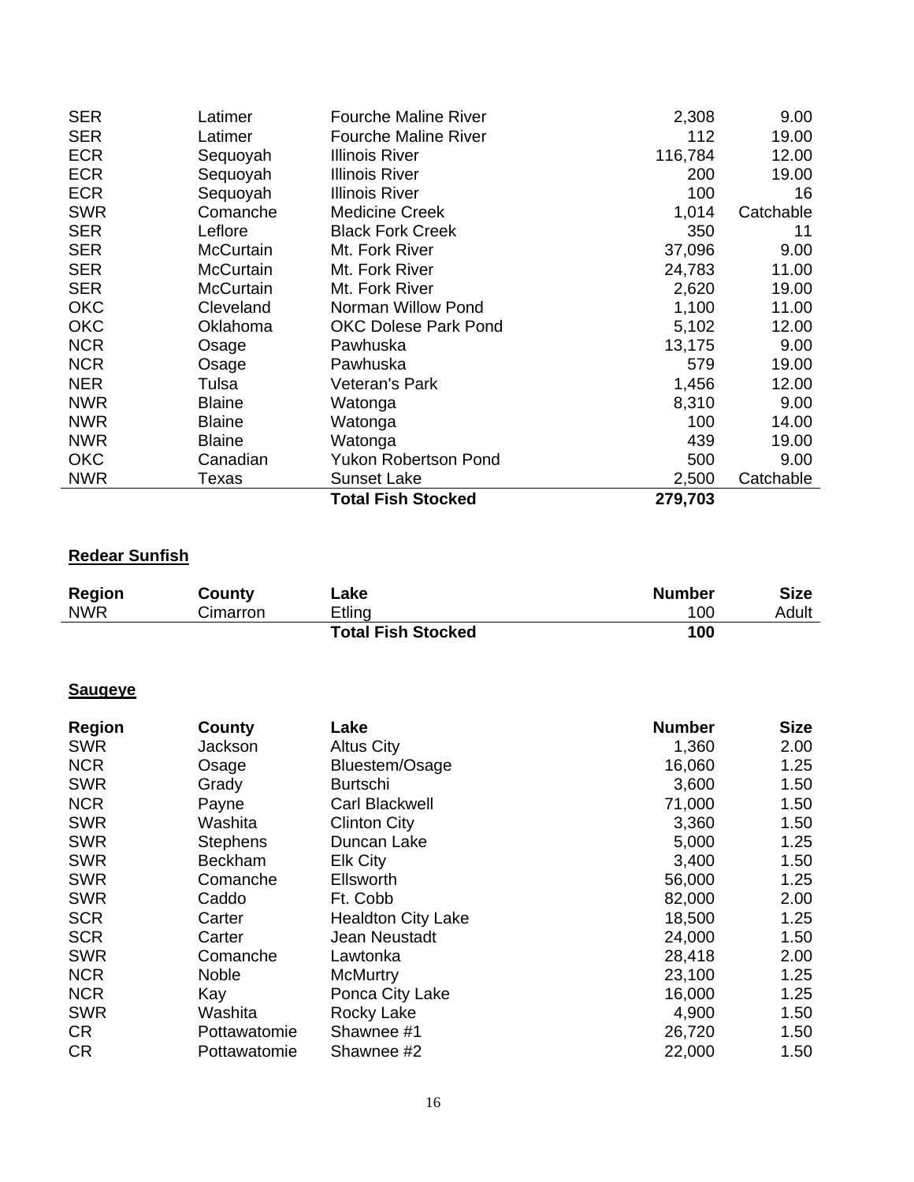| Region | County | Lake | Number | Size |
|---|---|---|---|---|
| SER | Latimer | Fourche Maline River | 2,308 | 9.00 |
| SER | Latimer | Fourche Maline River | 112 | 19.00 |
| ECR | Sequoyah | Illinois River | 116,784 | 12.00 |
| ECR | Sequoyah | Illinois River | 200 | 19.00 |
| ECR | Sequoyah | Illinois River | 100 | 16 |
| SWR | Comanche | Medicine Creek | 1,014 | Catchable |
| SER | Leflore | Black Fork Creek | 350 | 11 |
| SER | McCurtain | Mt. Fork River | 37,096 | 9.00 |
| SER | McCurtain | Mt. Fork River | 24,783 | 11.00 |
| SER | McCurtain | Mt. Fork River | 2,620 | 19.00 |
| OKC | Cleveland | Norman Willow Pond | 1,100 | 11.00 |
| OKC | Oklahoma | OKC Dolese Park Pond | 5,102 | 12.00 |
| NCR | Osage | Pawhuska | 13,175 | 9.00 |
| NCR | Osage | Pawhuska | 579 | 19.00 |
| NER | Tulsa | Veteran's Park | 1,456 | 12.00 |
| NWR | Blaine | Watonga | 8,310 | 9.00 |
| NWR | Blaine | Watonga | 100 | 14.00 |
| NWR | Blaine | Watonga | 439 | 19.00 |
| OKC | Canadian | Yukon Robertson Pond | 500 | 9.00 |
| NWR | Texas | Sunset Lake | 2,500 | Catchable |
| | | **Total Fish Stocked** | **279,703** | |

**Redear Sunfish**

| Region | County | Lake | Number | Size |
|---|---|---|---|---|
| NWR | Cimarron | Etling | 100 | Adult |
| | | **Total Fish Stocked** | **100** | |

**Saugeye**

| Region | County | Lake | Number | Size |
|---|---|---|---|---|
| SWR | Jackson | Altus City | 1,360 | 2.00 |
| NCR | Osage | Bluestem/Osage | 16,060 | 1.25 |
| SWR | Grady | Burtschi | 3,600 | 1.50 |
| NCR | Payne | Carl Blackwell | 71,000 | 1.50 |
| SWR | Washita | Clinton City | 3,360 | 1.50 |
| SWR | Stephens | Duncan Lake | 5,000 | 1.25 |
| SWR | Beckham | Elk City | 3,400 | 1.50 |
| SWR | Comanche | Ellsworth | 56,000 | 1.25 |
| SWR | Caddo | Ft. Cobb | 82,000 | 2.00 |
| SCR | Carter | Healdton City Lake | 18,500 | 1.25 |
| SCR | Carter | Jean Neustadt | 24,000 | 1.50 |
| SWR | Comanche | Lawtonka | 28,418 | 2.00 |
| NCR | Noble | McMurtry | 23,100 | 1.25 |
| NCR | Kay | Ponca City Lake | 16,000 | 1.25 |
| SWR | Washita | Rocky Lake | 4,900 | 1.50 |
| CR | Pottawatomie | Shawnee #1 | 26,720 | 1.50 |
| CR | Pottawatomie | Shawnee #2 | 22,000 | 1.50 |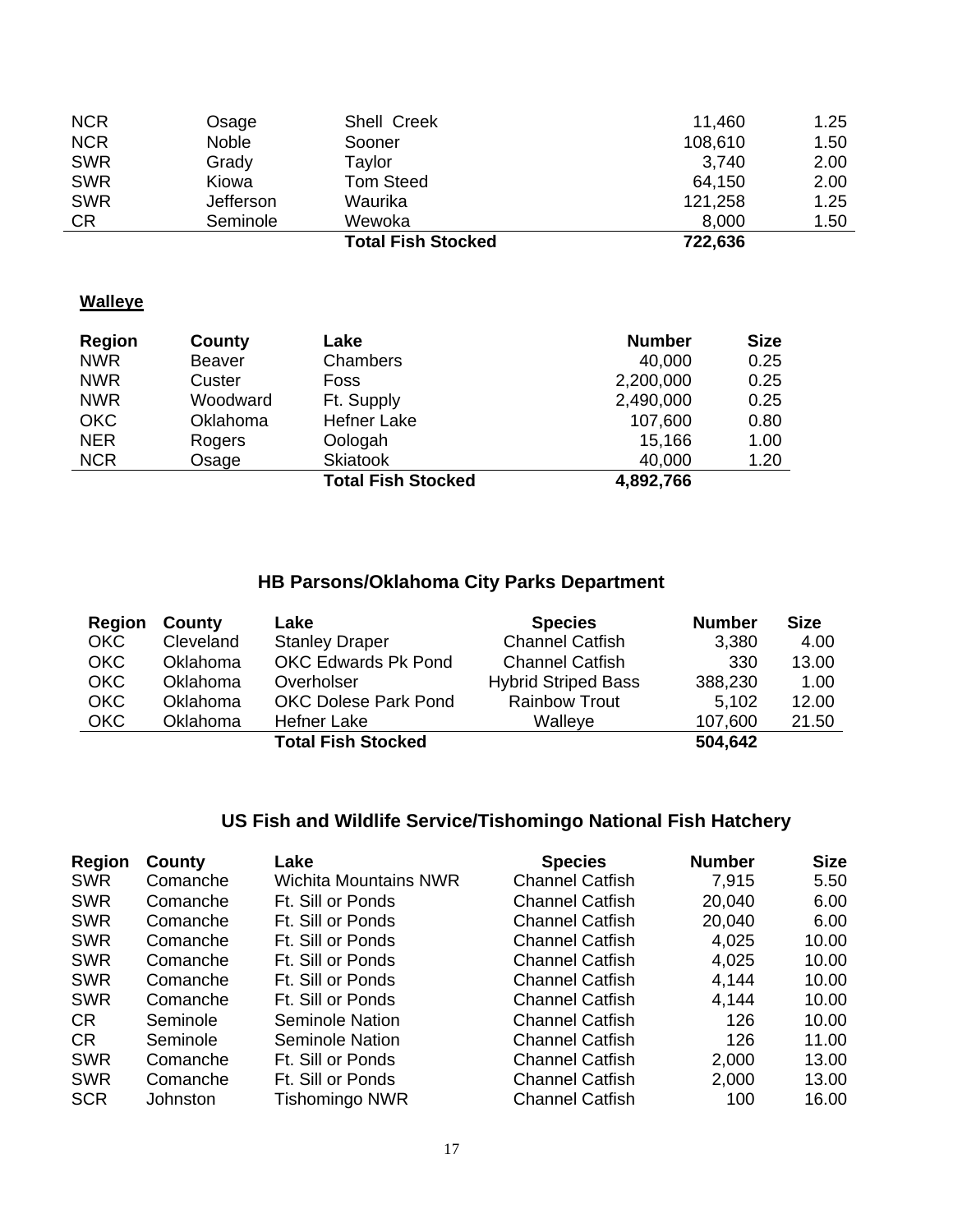| | | | | |
|---|---|---|---|---|
| NCR | Osage | Shell Creek | 11,460 | 1.25 |
| NCR | Noble | Sooner | 108,610 | 1.50 |
| SWR | Grady | Taylor | 3,740 | 2.00 |
| SWR | Kiowa | Tom Steed | 64,150 | 2.00 |
| SWR | Jefferson | Waurika | 121,258 | 1.25 |
| CR | Seminole | Wewoka | 8,000 | 1.50 |
| | | **Total Fish Stocked** | **722,636** | |

**Walleye**

| Region | County | Lake | Number | Size |
|---|---|---|---|---|
| NWR | Beaver | Chambers | 40,000 | 0.25 |
| NWR | Custer | Foss | 2,200,000 | 0.25 |
| NWR | Woodward | Ft. Supply | 2,490,000 | 0.25 |
| OKC | Oklahoma | Hefner Lake | 107,600 | 0.80 |
| NER | Rogers | Oologah | 15,166 | 1.00 |
| NCR | Osage | Skiatook | 40,000 | 1.20 |
| | | **Total Fish Stocked** | **4,892,766** | |

## HB Parsons/Oklahoma City Parks Department

| Region | County | Lake | Species | Number | Size |
|---|---|---|---|---|---|
| OKC | Cleveland | Stanley Draper | Channel Catfish | 3,380 | 4.00 |
| OKC | Oklahoma | OKC Edwards Pk Pond | Channel Catfish | 330 | 13.00 |
| OKC | Oklahoma | Overholser | Hybrid Striped Bass | 388,230 | 1.00 |
| OKC | Oklahoma | OKC Dolese Park Pond | Rainbow Trout | 5,102 | 12.00 |
| OKC | Oklahoma | Hefner Lake | Walleye | 107,600 | 21.50 |
| | | **Total Fish Stocked** | | **504,642** | |

## US Fish and Wildlife Service/Tishomingo National Fish Hatchery

| Region | County | Lake | Species | Number | Size |
|---|---|---|---|---|---|
| SWR | Comanche | Wichita Mountains NWR | Channel Catfish | 7,915 | 5.50 |
| SWR | Comanche | Ft. Sill or Ponds | Channel Catfish | 20,040 | 6.00 |
| SWR | Comanche | Ft. Sill or Ponds | Channel Catfish | 20,040 | 6.00 |
| SWR | Comanche | Ft. Sill or Ponds | Channel Catfish | 4,025 | 10.00 |
| SWR | Comanche | Ft. Sill or Ponds | Channel Catfish | 4,025 | 10.00 |
| SWR | Comanche | Ft. Sill or Ponds | Channel Catfish | 4,144 | 10.00 |
| SWR | Comanche | Ft. Sill or Ponds | Channel Catfish | 4,144 | 10.00 |
| CR | Seminole | Seminole Nation | Channel Catfish | 126 | 10.00 |
| CR | Seminole | Seminole Nation | Channel Catfish | 126 | 11.00 |
| SWR | Comanche | Ft. Sill or Ponds | Channel Catfish | 2,000 | 13.00 |
| SWR | Comanche | Ft. Sill or Ponds | Channel Catfish | 2,000 | 13.00 |
| SCR | Johnston | Tishomingo NWR | Channel Catfish | 100 | 16.00 |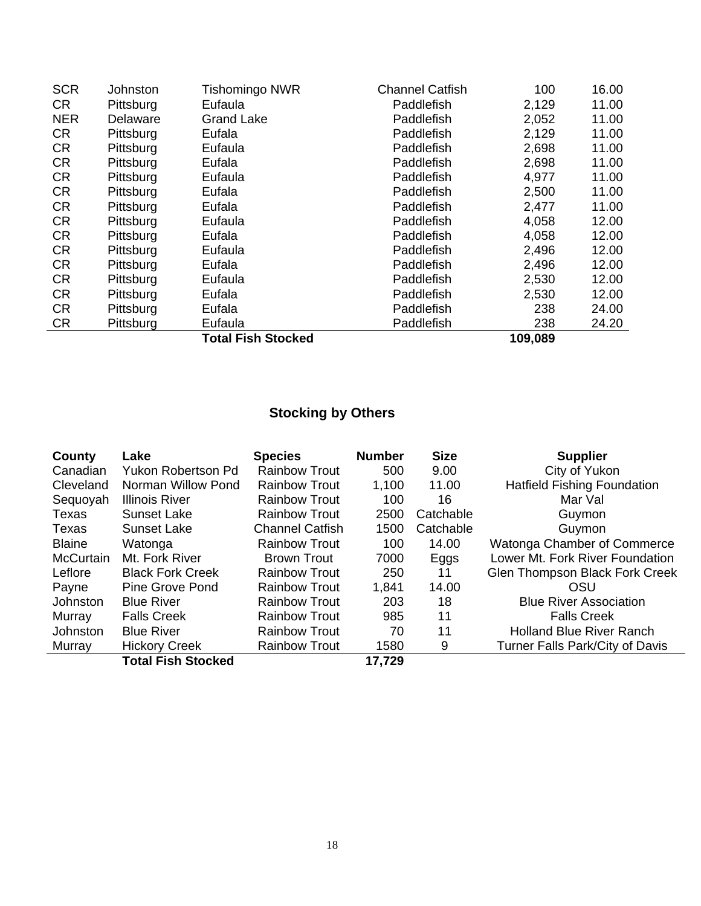| | | | | | |
|---|---|---|---|---|---|
| SCR | Johnston | Tishomingo NWR | Channel Catfish | 100 | 16.00 |
| CR | Pittsburg | Eufaula | Paddlefish | 2,129 | 11.00 |
| NER | Delaware | Grand Lake | Paddlefish | 2,052 | 11.00 |
| CR | Pittsburg | Eufala | Paddlefish | 2,129 | 11.00 |
| CR | Pittsburg | Eufaula | Paddlefish | 2,698 | 11.00 |
| CR | Pittsburg | Eufala | Paddlefish | 2,698 | 11.00 |
| CR | Pittsburg | Eufaula | Paddlefish | 4,977 | 11.00 |
| CR | Pittsburg | Eufala | Paddlefish | 2,500 | 11.00 |
| CR | Pittsburg | Eufala | Paddlefish | 2,477 | 11.00 |
| CR | Pittsburg | Eufaula | Paddlefish | 4,058 | 12.00 |
| CR | Pittsburg | Eufala | Paddlefish | 4,058 | 12.00 |
| CR | Pittsburg | Eufaula | Paddlefish | 2,496 | 12.00 |
| CR | Pittsburg | Eufala | Paddlefish | 2,496 | 12.00 |
| CR | Pittsburg | Eufaula | Paddlefish | 2,530 | 12.00 |
| CR | Pittsburg | Eufala | Paddlefish | 2,530 | 12.00 |
| CR | Pittsburg | Eufala | Paddlefish | 238 | 24.00 |
| CR | Pittsburg | Eufaula | Paddlefish | 238 | 24.20 |
| | | **Total Fish Stocked** | | **109,089** | |

## Stocking by Others

| County | Lake | Species | Number | Size | Supplier |
|---|---|---|---|---|---|
| Canadian | Yukon Robertson Pd | Rainbow Trout | 500 | 9.00 | City of Yukon |
| Cleveland | Norman Willow Pond | Rainbow Trout | 1,100 | 11.00 | Hatfield Fishing Foundation |
| Sequoyah | Illinois River | Rainbow Trout | 100 | 16 | Mar Val |
| Texas | Sunset Lake | Rainbow Trout | 2500 | Catchable | Guymon |
| Texas | Sunset Lake | Channel Catfish | 1500 | Catchable | Guymon |
| Blaine | Watonga | Rainbow Trout | 100 | 14.00 | Watonga Chamber of Commerce |
| McCurtain | Mt. Fork River | Brown Trout | 7000 | Eggs | Lower Mt. Fork River Foundation |
| Leflore | Black Fork Creek | Rainbow Trout | 250 | 11 | Glen Thompson Black Fork Creek |
| Payne | Pine Grove Pond | Rainbow Trout | 1,841 | 14.00 | OSU |
| Johnston | Blue River | Rainbow Trout | 203 | 18 | Blue River Association |
| Murray | Falls Creek | Rainbow Trout | 985 | 11 | Falls Creek |
| Johnston | Blue River | Rainbow Trout | 70 | 11 | Holland Blue River Ranch |
| Murray | Hickory Creek | Rainbow Trout | 1580 | 9 | Turner Falls Park/City of Davis |
| | **Total Fish Stocked** | | **17,729** | | |